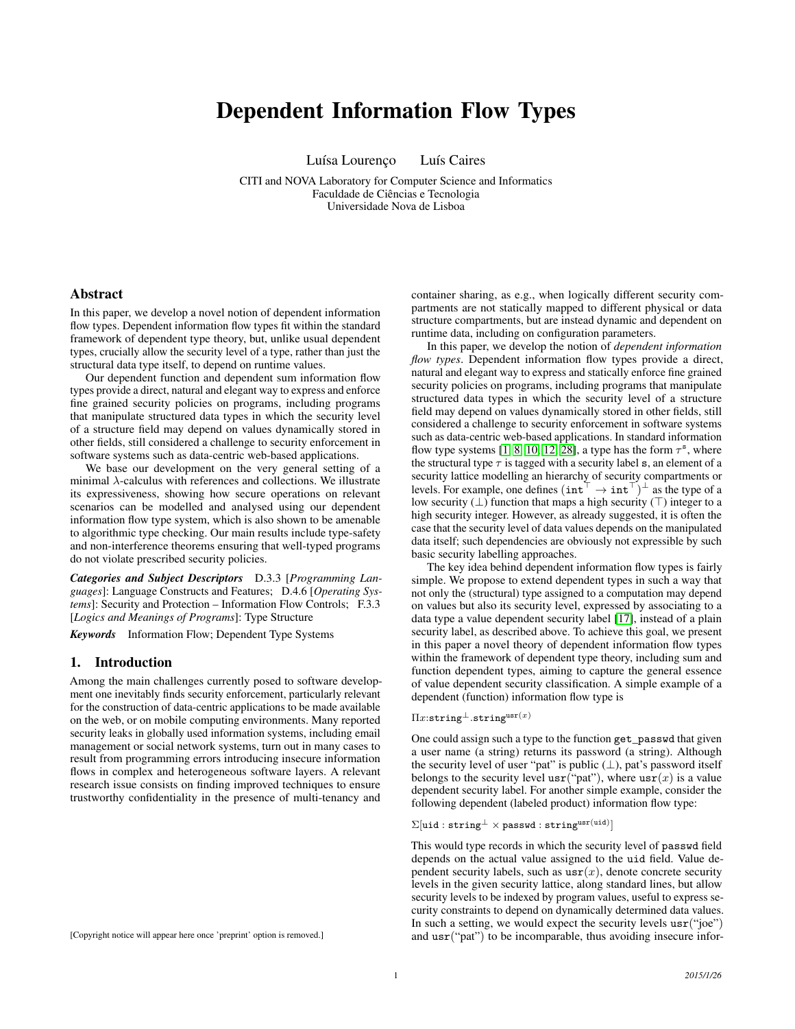# Dependent Information Flow Types

Luísa Lourenço    Luís Caires

CITI and NOVA Laboratory for Computer Science and Informatics
Faculdade de Ciências e Tecnologia
Universidade Nova de Lisboa

## Abstract

In this paper, we develop a novel notion of dependent information flow types. Dependent information flow types fit within the standard framework of dependent type theory, but, unlike usual dependent types, crucially allow the security level of a type, rather than just the structural data type itself, to depend on runtime values.

Our dependent function and dependent sum information flow types provide a direct, natural and elegant way to express and enforce fine grained security policies on programs, including programs that manipulate structured data types in which the security level of a structure field may depend on values dynamically stored in other fields, still considered a challenge to security enforcement in software systems such as data-centric web-based applications.

We base our development on the very general setting of a minimal $\lambda$-calculus with references and collections. We illustrate its expressiveness, showing how secure operations on relevant scenarios can be modelled and analysed using our dependent information flow type system, which is also shown to be amenable to algorithmic type checking. Our main results include type-safety and non-interference theorems ensuring that well-typed programs do not violate prescribed security policies.

***Categories and Subject Descriptors*** D.3.3 [*Programming Languages*]: Language Constructs and Features; D.4.6 [*Operating Systems*]: Security and Protection – Information Flow Controls; F.3.3 [*Logics and Meanings of Programs*]: Type Structure

***Keywords*** Information Flow; Dependent Type Systems

## 1. Introduction

Among the main challenges currently posed to software development one inevitably finds security enforcement, particularly relevant for the construction of data-centric applications to be made available on the web, or on mobile computing environments. Many reported security leaks in globally used information systems, including email management or social network systems, turn out in many cases to result from programming errors introducing insecure information flows in complex and heterogeneous software layers. A relevant research issue consists on finding improved techniques to ensure trustworthy confidentiality in the presence of multi-tenancy and container sharing, as e.g., when logically different security compartments are not statically mapped to different physical or data structure compartments, but are instead dynamic and dependent on runtime data, including on configuration parameters.

[Copyright notice will appear here once 'preprint' option is removed.]

In this paper, we develop the notion of *dependent information flow types*. Dependent information flow types provide a direct, natural and elegant way to express and statically enforce fine grained security policies on programs, including programs that manipulate structured data types in which the security level of a structure field may depend on values dynamically stored in other fields, still considered a challenge to security enforcement in software systems such as data-centric web-based applications. In standard information flow type systems [1, 8, 10, 12, 28], a type has the form $\tau^{\mathsf{s}}$, where the structural type $\tau$ is tagged with a security label $\mathsf{s}$, an element of a security lattice modelling an hierarchy of security compartments or levels. For example, one defines $(\mathtt{int}^{\top} \rightarrow \mathtt{int}^{\top})^{\perp}$ as the type of a low security ($\perp$) function that maps a high security ($\top$) integer to a high security integer. However, as already suggested, it is often the case that the security level of data values depends on the manipulated data itself; such dependencies are obviously not expressible by such basic security labelling approaches.

The key idea behind dependent information flow types is fairly simple. We propose to extend dependent types in such a way that not only the (structural) type assigned to a computation may depend on values but also its security level, expressed by associating to a data type a value dependent security label [17], instead of a plain security label, as described above. To achieve this goal, we present in this paper a novel theory of dependent information flow types within the framework of dependent type theory, including sum and function dependent types, aiming to capture the general essence of value dependent security classification. A simple example of a dependent (function) information flow type is

$\Pi x{:}\mathtt{string}^{\perp}.\mathtt{string}^{\mathtt{usr}(x)}$

One could assign such a type to the function `get_passwd` that given a user name (a string) returns its password (a string). Although the security level of user "pat" is public ($\perp$), pat's password itself belongs to the security level $\mathtt{usr}(\text{"pat"})$, where $\mathtt{usr}(x)$ is a value dependent security label. For another simple example, consider the following dependent (labeled product) information flow type:

$\Sigma[\mathtt{uid} : \mathtt{string}^{\perp} \times \mathtt{passwd} : \mathtt{string}^{\mathtt{usr}(\mathtt{uid})}]$

This would type records in which the security level of `passwd` field depends on the actual value assigned to the `uid` field. Value dependent security labels, such as $\mathtt{usr}(x)$, denote concrete security levels in the given security lattice, along standard lines, but allow security levels to be indexed by program values, useful to express security constraints to depend on dynamically determined data values. In such a setting, we would expect the security levels $\mathtt{usr}(\text{"joe"})$ and $\mathtt{usr}(\text{"pat"})$ to be incomparable, thus avoiding insecure infor-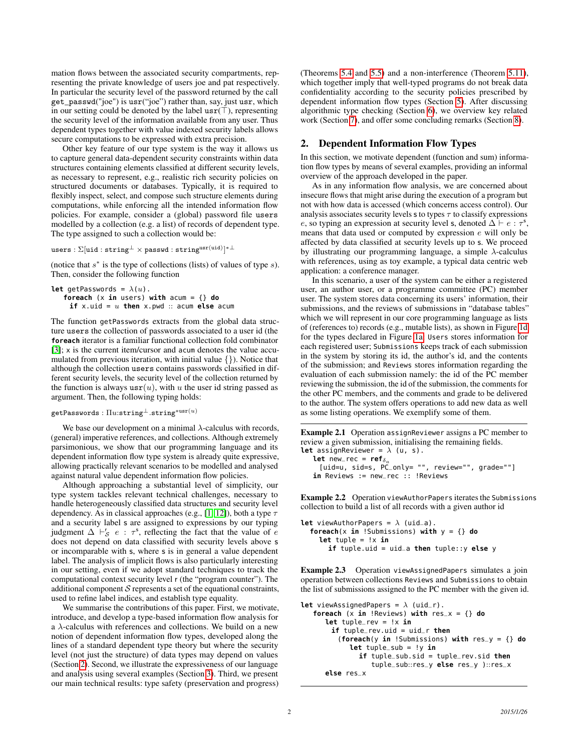mation flows between the associated security compartments, representing the private knowledge of users joe and pat respectively. In particular the security level of the password returned by the call `get_passwd("joe")` is $\mathtt{usr}(\text{"joe"})$ rather than, say, just $\mathtt{usr}$, which in our setting could be denoted by the label $\mathtt{usr}(\top)$, representing the security level of the information available from any user. Thus dependent types together with value indexed security labels allows secure computations to be expressed with extra precision.

Other key feature of our type system is the way it allows us to capture general data-dependent security constraints within data structures containing elements classified at different security levels, as necessary to represent, e.g., realistic rich security policies on structured documents or databases. Typically, it is required to flexibly inspect, select, and compose such structure elements during computations, while enforcing all the intended information flow policies. For example, consider a (global) password file `users` modelled by a collection (e.g. a list) of records of dependent type. The type assigned to such a collection would be:

$$\mathtt{users} : \Sigma[\mathtt{uid} : \mathtt{string}^{\perp} \times \mathtt{passwd} : \mathtt{string}^{\mathtt{usr}(\mathtt{uid})}]^{*\perp}$$

(notice that $s^*$ is the type of collections (lists) of values of type $s$). Then, consider the following function

```
let getPasswords = λ(u).
   foreach (x in users) with acum = {} do
     if x.uid = u then x.pwd :: acum else acum
```

The function `getPasswords` extracts from the global data structure `users` the collection of passwords associated to a user id (the **foreach** iterator is a familiar functional collection fold combinator [3]; `x` is the current item/cursor and `acum` denotes the value accumulated from previous iteration, with initial value $\{\}$). Notice that although the collection `users` contains passwords classified in different security levels, the security level of the collection returned by the function is always $\mathtt{usr}(u)$, with $u$ the user id string passed as argument. Then, the following typing holds:

$$\mathtt{getPasswords} : \Pi u{:}\mathtt{string}^{\perp}.\mathtt{string}^{*\mathtt{usr}(u)}$$

We base our development on a minimal $\lambda$-calculus with records, (general) imperative references, and collections. Although extremely parsimonious, we show that our programming language and its dependent information flow type system is already quite expressive, allowing practically relevant scenarios to be modelled and analysed against natural value dependent information flow policies.

Although approaching a substantial level of simplicity, our type system tackles relevant technical challenges, necessary to handle heterogeneously classified data structures and security level dependency. As in classical approaches (e.g., [1, 12]), both a type $\tau$ and a security label $\mathsf{s}$ are assigned to expressions by our typing judgment $\Delta \vdash^{\mathsf{r}}_{\mathcal{S}} e : \tau^{\mathsf{s}}$, reflecting the fact that the value of $e$ does not depend on data classified with security levels above $\mathsf{s}$ or incomparable with $\mathsf{s}$, where $\mathsf{s}$ is in general a value dependent label. The analysis of implicit flows is also particularly interesting in our setting, even if we adopt standard techniques to track the computational context security level $\mathsf{r}$ (the "program counter"). The additional component $\mathcal{S}$ represents a set of the equational constraints, used to refine label indices, and establish type equality.

We summarise the contributions of this paper. First, we motivate, introduce, and develop a type-based information flow analysis for a $\lambda$-calculus with references and collections. We build on a new notion of dependent information flow types, developed along the lines of a standard dependent type theory but where the security level (not just the structure) of data types may depend on values (Section 2). Second, we illustrate the expressiveness of our language and analysis using several examples (Section 3). Third, we present our main technical results: type safety (preservation and progress) (Theorems 5.4 and 5.5) and a non-interference (Theorem 5.11), which together imply that well-typed programs do not break data confidentiality according to the security policies prescribed by dependent information flow types (Section 5). After discussing algorithmic type checking (Section 6), we overview key related work (Section 7), and offer some concluding remarks (Section 8).

## 2. Dependent Information Flow Types

In this section, we motivate dependent (function and sum) information flow types by means of several examples, providing an informal overview of the approach developed in the paper.

As in any information flow analysis, we are concerned about insecure flows that might arise during the execution of a program but not with how data is accessed (which concerns access control). Our analysis associates security levels $\mathsf{s}$ to types $\tau$ to classify expressions $e$, so typing an expression at security level $\mathsf{s}$, denoted $\Delta \vdash e : \tau^{\mathsf{s}}$, means that data used or computed by expression $e$ will only be affected by data classified at security levels up to $\mathsf{s}$. We proceed by illustrating our programming language, a simple $\lambda$-calculus with references, using as toy example, a typical data centric web application: a conference manager.

In this scenario, a user of the system can be either a registered user, an author user, or a programme committee (PC) member user. The system stores data concerning its users' information, their submissions, and the reviews of submissions in "database tables" which we will represent in our core programming language as lists of (references to) records (e.g., mutable lists), as shown in Figure 1d for the types declared in Figure 1a. `Users` stores information for each registered user; `Submissions` keeps track of each submission in the system by storing its id, the author's id, and the contents of the submission; and `Reviews` stores information regarding the evaluation of each submission namely: the id of the PC member reviewing the submission, the id of the submission, the comments for the other PC members, and the comments and grade to be delivered to the author. The system offers operations to add new data as well as some listing operations. We exemplify some of them.

**Example 2.1** Operation `assignReviewer` assigns a PC member to review a given submission, initialising the remaining fields.

```
let assignReviewer = λ (u, s).
   let new_rec = ref_δa
     [uid=u, sid=s, PC_only= "", review="", grade=""]
   in Reviews := new_rec :: !Reviews
```

**Example 2.2** Operation `viewAuthorPapers` iterates the `Submissions` collection to build a list of all records with a given author id

```
let viewAuthorPapers = λ (uid_a).
  foreach(x in !Submissions) with y = {} do
    let tuple = !x in
      if tuple.uid = uid_a then tuple::y else y
```

**Example 2.3** Operation `viewAssignedPapers` simulates a join operation between collections `Reviews` and `Submissions` to obtain the list of submissions assigned to the PC member with the given id.

```
let viewAssignedPapers = λ (uid_r).
   foreach (x in !Reviews) with res_x = {} do
      let tuple_rev = !x in
       if tuple_rev.uid = uid_r then
         (foreach(y in !Submissions) with res_y = {} do
            let tuple_sub = !y in
              if tuple_sub.sid = tuple_rev.sid then
                 tuple_sub::res_y else res_y )::res_x
      else res_x
```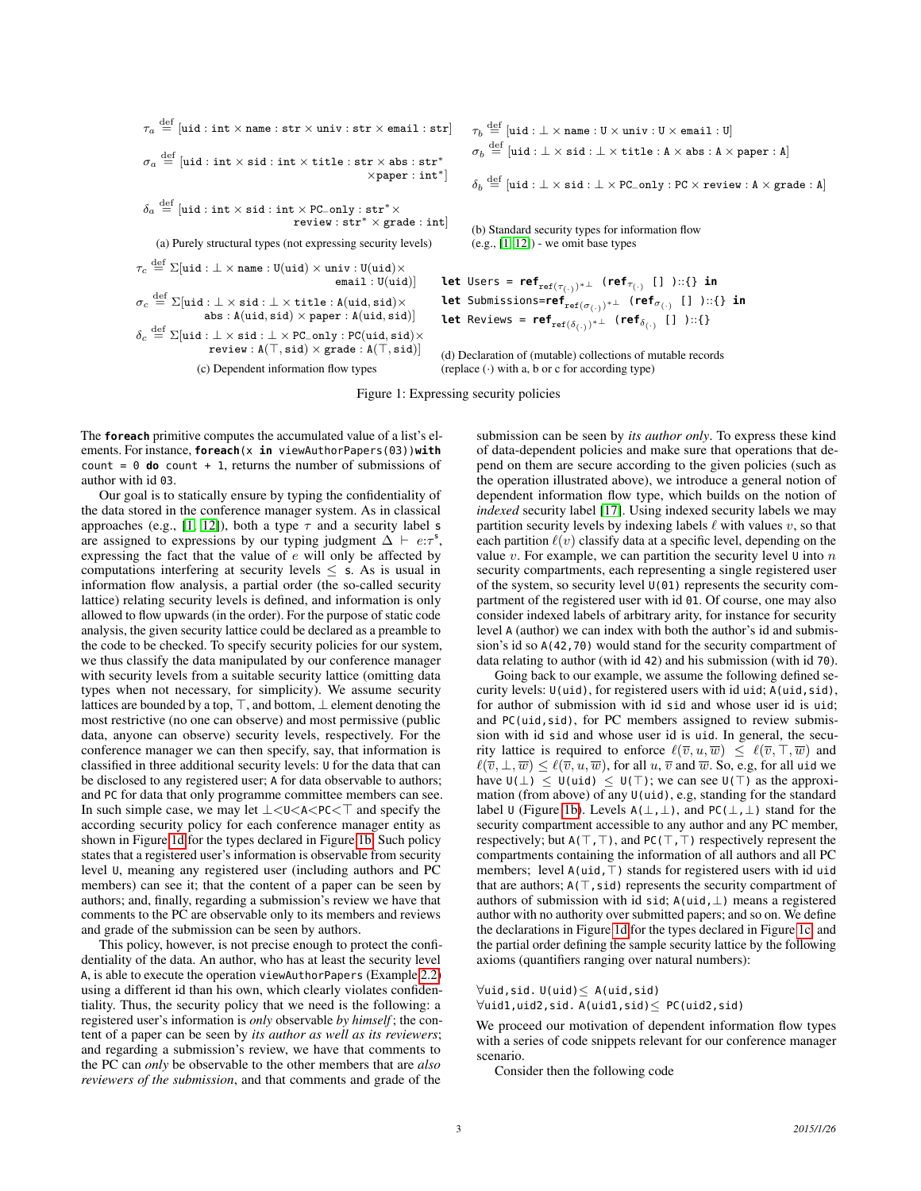$$\tau_a \stackrel{\text{def}}{=} [\texttt{uid} : \texttt{int} \times \texttt{name} : \texttt{str} \times \texttt{univ} : \texttt{str} \times \texttt{email} : \texttt{str}]$$

$$\sigma_a \stackrel{\text{def}}{=} [\texttt{uid} : \texttt{int} \times \texttt{sid} : \texttt{int} \times \texttt{title} : \texttt{str} \times \texttt{abs} : \texttt{str}^* \times \texttt{paper} : \texttt{int}^*]$$

$$\delta_a \stackrel{\text{def}}{=} [\texttt{uid} : \texttt{int} \times \texttt{sid} : \texttt{int} \times \texttt{PC\_only} : \texttt{str}^* \times \texttt{review} : \texttt{str}^* \times \texttt{grade} : \texttt{int}]$$

(a) Purely structural types (not expressing security levels)

$$\tau_b \stackrel{\text{def}}{=} [\texttt{uid} : \bot \times \texttt{name} : \texttt{U} \times \texttt{univ} : \texttt{U} \times \texttt{email} : \texttt{U}]$$

$$\sigma_b \stackrel{\text{def}}{=} [\texttt{uid} : \bot \times \texttt{sid} : \bot \times \texttt{title} : \texttt{A} \times \texttt{abs} : \texttt{A} \times \texttt{paper} : \texttt{A}]$$

$$\delta_b \stackrel{\text{def}}{=} [\texttt{uid} : \bot \times \texttt{sid} : \bot \times \texttt{PC\_only} : \texttt{PC} \times \texttt{review} : \texttt{A} \times \texttt{grade} : \texttt{A}]$$

(b) Standard security types for information flow (e.g., [1, 12]) - we omit base types

$$\tau_c \stackrel{\text{def}}{=} \Sigma[\texttt{uid} : \bot \times \texttt{name} : \texttt{U(uid)} \times \texttt{univ} : \texttt{U(uid)} \times \texttt{email} : \texttt{U(uid)}]$$

$$\sigma_c \stackrel{\text{def}}{=} \Sigma[\texttt{uid} : \bot \times \texttt{sid} : \bot \times \texttt{title} : \texttt{A(uid, sid)} \times \texttt{abs} : \texttt{A(uid, sid)} \times \texttt{paper} : \texttt{A(uid, sid)}]$$

$$\delta_c \stackrel{\text{def}}{=} \Sigma[\texttt{uid} : \bot \times \texttt{sid} : \bot \times \texttt{PC\_only} : \texttt{PC(uid, sid)} \times \texttt{review} : \texttt{A}(\top, \texttt{sid}) \times \texttt{grade} : \texttt{A}(\top, \texttt{sid})]$$

(c) Dependent information flow types

```
let Users = ref_{ref(τ(·))*⊥} (ref_{τ(·)} [] )::{} in
let Submissions=ref_{ref(σ(·))*⊥} (ref_{σ(·)} [] )::{} in
let Reviews = ref_{ref(δ(·))*⊥} (ref_{δ(·)} [] )::{}
```

(d) Declaration of (mutable) collections of mutable records (replace (·) with a, b or c for according type)

Figure 1: Expressing security policies

The **foreach** primitive computes the accumulated value of a list's elements. For instance, **foreach**(x **in** viewAuthorPapers(03))**with** count = 0 **do** count + 1, returns the number of submissions of author with id 03.

Our goal is to statically ensure by typing the confidentiality of the data stored in the conference manager system. As in classical approaches (e.g., [1, 12]), both a type $\tau$ and a security label s are assigned to expressions by our typing judgment $\Delta \vdash e{:}\tau^{\mathsf{s}}$, expressing the fact that the value of $e$ will only be affected by computations interfering at security levels $\leq$ s. As is usual in information flow analysis, a partial order (the so-called security lattice) relating security levels is defined, and information is only allowed to flow upwards (in the order). For the purpose of static code analysis, the given security lattice could be declared as a preamble to the code to be checked. To specify security policies for our system, we thus classify the data manipulated by our conference manager with security levels from a suitable security lattice (omitting data types when not necessary, for simplicity). We assume security lattices are bounded by a top, $\top$, and bottom, $\bot$ element denoting the most restrictive (no one can observe) and most permissive (public data, anyone can observe) security levels, respectively. For the conference manager we can then specify, say, that information is classified in three additional security levels: U for the data that can be disclosed to any registered user; A for data observable to authors; and PC for data that only programme committee members can see. In such simple case, we may let $\bot$<U<A<PC<$\top$ and specify the according security policy for each conference manager entity as shown in Figure 1d for the types declared in Figure 1b. Such policy states that a registered user's information is observable from security level U, meaning any registered user (including authors and PC members) can see it; that the content of a paper can be seen by authors; and, finally, regarding a submission's review we have that comments to the PC are observable only to its members and reviews and grade of the submission can be seen by authors.

This policy, however, is not precise enough to protect the confidentiality of the data. An author, who has at least the security level A, is able to execute the operation viewAuthorPapers (Example 2.2) using a different id than his own, which clearly violates confidentiality. Thus, the security policy that we need is the following: a registered user's information is *only* observable *by himself*; the content of a paper can be seen by *its author as well as its reviewers*; and regarding a submission's review, we have that comments to the PC can *only* be observable to the other members that are *also reviewers of the submission*, and that comments and grade of the submission can be seen by *its author only*. To express these kind of data-dependent policies and make sure that operations that depend on them are secure according to the given policies (such as the operation illustrated above), we introduce a general notion of dependent information flow type, which builds on the notion of *indexed* security label [17]. Using indexed security labels we may partition security levels by indexing labels $\ell$ with values $v$, so that each partition $\ell(v)$ classify data at a specific level, depending on the value $v$. For example, we can partition the security level U into $n$ security compartments, each representing a single registered user of the system, so security level U(01) represents the security compartment of the registered user with id 01. Of course, one may also consider indexed labels of arbitrary arity, for instance for security level A (author) we can index with both the author's id and submission's id so A(42,70) would stand for the security compartment of data relating to author (with id 42) and his submission (with id 70).

Going back to our example, we assume the following defined security levels: U(uid), for registered users with id uid; A(uid,sid), for author of submission with id sid and whose user id is uid; and PC(uid,sid), for PC members assigned to review submission with id sid and whose user id is uid. In general, the security lattice is required to enforce $\ell(\overline{v}, u, \overline{w}) \leq \ell(\overline{v}, \top, \overline{w})$ and $\ell(\overline{v}, \bot, \overline{w}) \leq \ell(\overline{v}, u, \overline{w})$, for all $u$, $\overline{v}$ and $\overline{w}$. So, e.g, for all uid we have U($\bot$) $\leq$ U(uid) $\leq$ U($\top$); we can see U($\top$) as the approximation (from above) of any U(uid), e.g, standing for the standard label U (Figure 1b). Levels A($\bot$,$\bot$), and PC($\bot$,$\bot$) stand for the security compartment accessible to any author and any PC member, respectively; but A($\top$,$\top$), and PC($\top$,$\top$) respectively represent the compartments containing the information of all authors and all PC members; level A(uid,$\top$) stands for registered users with id uid that are authors; A($\top$,sid) represents the security compartment of authors of submission with id sid; A(uid,$\bot$) means a registered author with no authority over submitted papers; and so on. We define the declarations in Figure 1d for the types declared in Figure 1c, and the partial order defining the sample security lattice by the following axioms (quantifiers ranging over natural numbers):

$\forall$uid,sid. U(uid)$\leq$ A(uid,sid)
$\forall$uid1,uid2,sid. A(uid1,sid)$\leq$ PC(uid2,sid)

We proceed our motivation of dependent information flow types with a series of code snippets relevant for our conference manager scenario.

Consider then the following code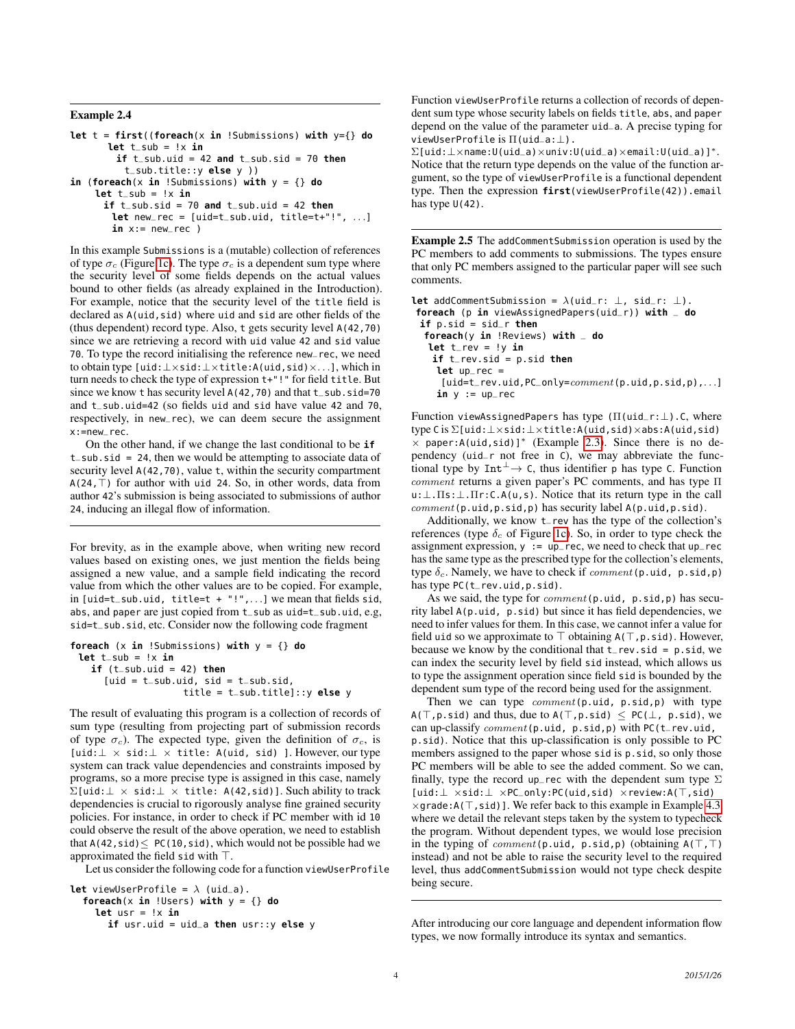**Example 2.4**

```
let t = first((foreach(x in !Submissions) with y={} do
       let t_sub = !x in
        if t_sub.uid = 42 and t_sub.sid = 70 then
          t_sub.title::y else y ))
in (foreach(x in !Submissions) with y = {} do
     let t_sub = !x in
      if t_sub.sid = 70 and t_sub.uid = 42 then
        let new_rec = [uid=t_sub.uid, title=t+"!", ...]
        in x:= new_rec )
```

In this example `Submissions` is a (mutable) collection of references of type $\sigma_c$ (Figure 1c). The type $\sigma_c$ is a dependent sum type where the security level of some fields depends on the actual values bound to other fields (as already explained in the Introduction). For example, notice that the security level of the `title` field is declared as `A(uid,sid)` where `uid` and `sid` are other fields of the (thus dependent) record type. Also, `t` gets security level `A(42,70)` since we are retrieving a record with `uid` value `42` and `sid` value `70`. To type the record initialising the reference `new_rec`, we need to obtain type `[uid:`$\bot\times$`sid:`$\bot\times$`title:A(uid,sid)`$\times\ldots$`]`, which in turn needs to check the type of expression `t+"!"` for field `title`. But since we know `t` has security level `A(42,70)` and that `t_sub.sid=70` and `t_sub.uid=42` (so fields `uid` and `sid` have value `42` and `70`, respectively, in `new_rec`), we can deem secure the assignment `x:=new_rec`.

On the other hand, if we change the last conditional to be **if** `t_sub.sid = 24`, then we would be attempting to associate data of security level `A(42,70)`, value `t`, within the security compartment `A(24,`$\top$`)` for author with `uid 24`. So, in other words, data from author `42`'s submission is being associated to submissions of author `24`, inducing an illegal flow of information.

---

For brevity, as in the example above, when writing new record values based on existing ones, we just mention the fields being assigned a new value, and a sample field indicating the record value from which the other values are to be copied. For example, in `[uid=t_sub.uid, title=t + "!",...]` we mean that fields `sid`, `abs`, and `paper` are just copied from `t_sub` as `uid=t_sub.uid`, e.g, `sid=t_sub.sid`, etc. Consider now the following code fragment

```
foreach (x in !Submissions) with y = {} do
 let t_sub = !x in
   if (t_sub.uid = 42) then
     [uid = t_sub.uid, sid = t_sub.sid,
                 title = t_sub.title]::y else y
```

The result of evaluating this program is a collection of records of sum type (resulting from projecting part of submission records of type $\sigma_c$). The expected type, given the definition of $\sigma_c$, is `[uid:`$\bot$ $\times$ `sid:`$\bot$ $\times$ `title: A(uid, sid) ]`. However, our type system can track value dependencies and constraints imposed by programs, so a more precise type is assigned in this case, namely $\Sigma$`[uid:`$\bot$ $\times$ `sid:`$\bot$ $\times$ `title: A(42,sid)]`. Such ability to track dependencies is crucial to rigorously analyse fine grained security policies. For instance, in order to check if PC member with id `10` could observe the result of the above operation, we need to establish that `A(42,sid)`$\leq$ `PC(10,sid)`, which would not be possible had we approximated the field `sid` with $\top$.

Let us consider the following code for a function `viewUserProfile`

```
let viewUserProfile = λ (uid_a).
  foreach(x in !Users) with y = {} do
    let usr = !x in
      if usr.uid = uid_a then usr::y else y
```

Function `viewUserProfile` returns a collection of records of dependent sum type whose security labels on fields `title`, `abs`, and `paper` depend on the value of the parameter `uid_a`. A precise typing for `viewUserProfile` is $\Pi$`(uid_a:`$\bot$`)`.
$\Sigma$`[uid:`$\bot\times$`name:U(uid_a)`$\times$`univ:U(uid_a)`$\times$`email:U(uid_a)]`$^*$. Notice that the return type depends on the value of the function argument, so the type of `viewUserProfile` is a functional dependent type. Then the expression **first**`(viewUserProfile(42)).email` has type `U(42)`.

---

**Example 2.5** The `addCommentSubmission` operation is used by the PC members to add comments to submissions. The types ensure that only PC members assigned to the particular paper will see such comments.

```
let addCommentSubmission = λ(uid_r: ⊥, sid_r: ⊥).
 foreach (p in viewAssignedPapers(uid_r)) with _ do
  if p.sid = sid_r then
   foreach(y in !Reviews) with _ do
    let t_rev = !y in
     if t_rev.sid = p.sid then
      let up_rec =
       [uid=t_rev.uid,PC_only=comment(p.uid,p.sid,p),...]
      in y := up_rec
```

Function `viewAssignedPapers` has type ($\Pi$`(uid_r:`$\bot$`).C`, where type `C` is $\Sigma$`[uid:`$\bot\times$`sid:`$\bot\times$`title:A(uid,sid)`$\times$`abs:A(uid,sid)` $\times$ `paper:A(uid,sid)]`$^*$ (Example 2.3). Since there is no dependency (`uid_r` not free in `C`), we may abbreviate the functional type by `Int`$^\bot\!\rightarrow$ `C`, thus identifier `p` has type `C`. Function *comment* returns a given paper's PC comments, and has type $\Pi$ `u:`$\bot$`.`$\Pi$`s:`$\bot$`.`$\Pi$`r:C.A(u,s)`. Notice that its return type in the call *comment*`(p.uid,p.sid,p)` has security label `A(p.uid,p.sid)`.

Additionally, we know `t_rev` has the type of the collection's references (type $\delta_c$ of Figure 1c). So, in order to type check the assignment expression, `y := up_rec`, we need to check that `up_rec` has the same type as the prescribed type for the collection's elements, type $\delta_c$. Namely, we have to check if *comment*`(p.uid, p.sid,p)` has type `PC(t_rev.uid,p.sid)`.

As we said, the type for *comment*`(p.uid, p.sid,p)` has security label `A(p.uid, p.sid)` but since it has field dependencies, we need to infer values for them. In this case, we cannot infer a value for field `uid` so we approximate to $\top$ obtaining `A(`$\top$`,p.sid)`. However, because we know by the conditional that `t_rev.sid = p.sid`, we can index the security level by field `sid` instead, which allows us to type the assignment operation since field `sid` is bounded by the dependent sum type of the record being used for the assignment.

Then we can type *comment*`(p.uid, p.sid,p)` with type `A(`$\top$`,p.sid)` and thus, due to `A(`$\top$`,p.sid)` $\leq$ `PC(`$\bot$`, p.sid)`, we can up-classify *comment*`(p.uid, p.sid,p)` with `PC(t_rev.uid, p.sid)`. Notice that this up-classification is only possible to PC members assigned to the paper whose `sid` is `p.sid`, so only those PC members will be able to see the added comment. So we can, finally, type the record `up_rec` with the dependent sum type $\Sigma$ `[uid:`$\bot$ $\times$`sid:`$\bot$ $\times$`PC_only:PC(uid,sid)` $\times$`review:A(`$\top$`,sid)` $\times$`grade:A(`$\top$`,sid)]`. We refer back to this example in Example 4.3 where we detail the relevant steps taken by the system to typecheck the program. Without dependent types, we would lose precision in the typing of *comment*`(p.uid, p.sid,p)` (obtaining `A(`$\top$`,`$\top$`)` instead) and not be able to raise the security level to the required level, thus `addCommentSubmission` would not type check despite being secure.

---

After introducing our core language and dependent information flow types, we now formally introduce its syntax and semantics.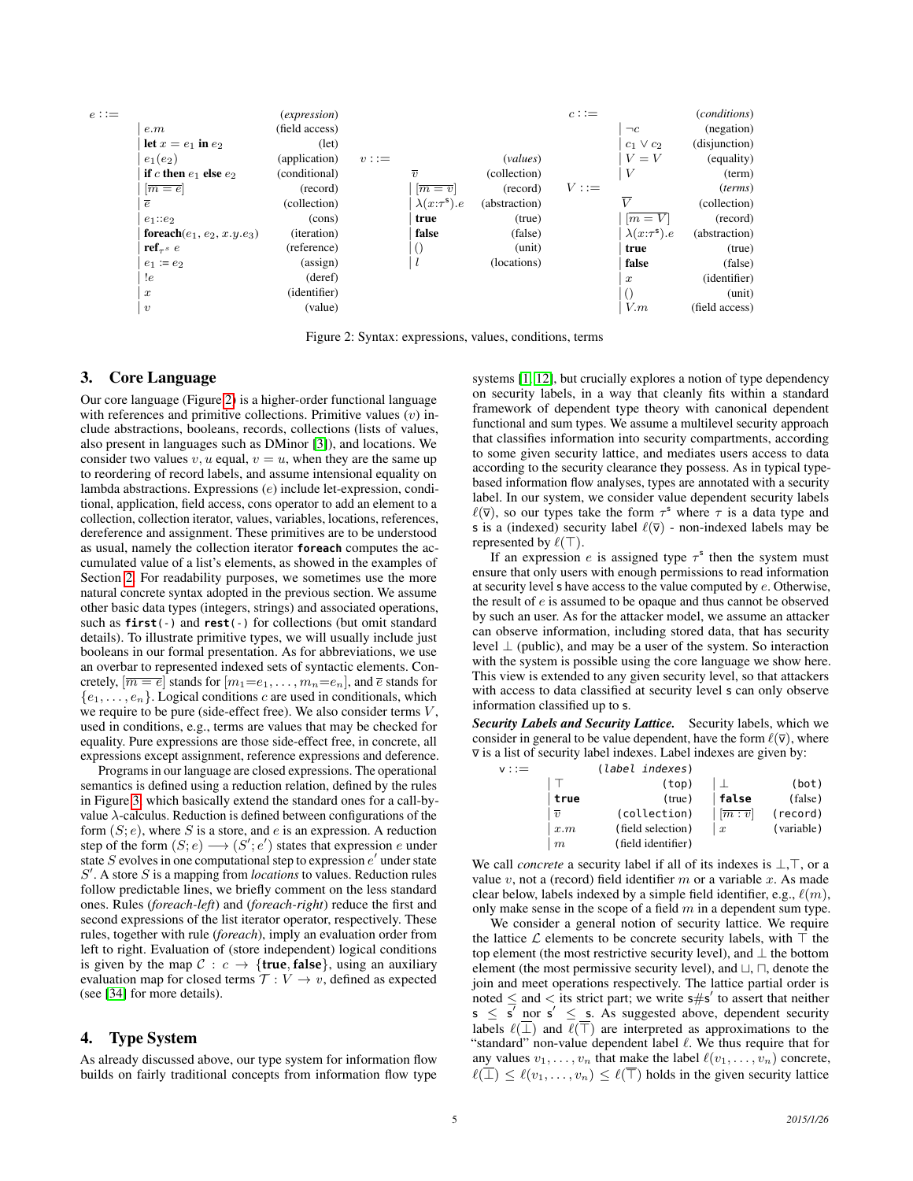$$
\begin{array}{llr}
e ::= & & (\textit{expression}) \\
& \mid e.m & \text{(field access)} \\
& \mid \textbf{let } x = e_1 \textbf{ in } e_2 & \text{(let)} \\
& \mid e_1(e_2) & \text{(application)} \\
& \mid \textbf{if } c \textbf{ then } e_1 \textbf{ else } e_2 & \text{(conditional)} \\
& \mid [\overline{m = e}] & \text{(record)} \\
& \mid \overline{e} & \text{(collection)} \\
& \mid e_1 :: e_2 & \text{(cons)} \\
& \mid \textbf{foreach}(e_1, e_2, x.y.e_3) & \text{(iteration)} \\
& \mid \textbf{ref}_{\tau^s}\ e & \text{(reference)} \\
& \mid e_1 := e_2 & \text{(assign)} \\
& \mid\ !e & \text{(deref)} \\
& \mid x & \text{(identifier)} \\
& \mid v & \text{(value)}
\end{array}
\qquad
\begin{array}{llr}
v ::= & & (\textit{values}) \\
& \overline{v} & \text{(collection)} \\
& \mid [\overline{m = v}] & \text{(record)} \\
& \mid \lambda(x{:}\tau^s).e & \text{(abstraction)} \\
& \mid \textbf{true} & \text{(true)} \\
& \mid \textbf{false} & \text{(false)} \\
& \mid () & \text{(unit)} \\
& \mid l & \text{(locations)}
\end{array}
\qquad
\begin{array}{llr}
c ::= & & (\textit{conditions}) \\
& \mid \neg c & \text{(negation)} \\
& \mid c_1 \vee c_2 & \text{(disjunction)} \\
& \mid V = V & \text{(equality)} \\
& \mid V & \text{(term)} \\
V ::= & & (\textit{terms}) \\
& \overline{V} & \text{(collection)} \\
& \mid [\overline{m = V}] & \text{(record)} \\
& \mid \lambda(x{:}\tau^s).e & \text{(abstraction)} \\
& \mid \textbf{true} & \text{(true)} \\
& \mid \textbf{false} & \text{(false)} \\
& \mid x & \text{(identifier)} \\
& \mid () & \text{(unit)} \\
& \mid V.m & \text{(field access)}
\end{array}
$$

Figure 2: Syntax: expressions, values, conditions, terms

## 3. Core Language

Our core language (Figure 2) is a higher-order functional language with references and primitive collections. Primitive values ($v$) include abstractions, booleans, records, collections (lists of values, also present in languages such as DMinor [3]), and locations. We consider two values $v, u$ equal, $v = u$, when they are the same up to reordering of record labels, and assume intensional equality on lambda abstractions. Expressions ($e$) include let-expression, conditional, application, field access, cons operator to add an element to a collection, collection iterator, values, variables, locations, references, dereference and assignment. These primitives are to be understood as usual, namely the collection iterator **foreach** computes the accumulated value of a list's elements, as showed in the examples of Section 2. For readability purposes, we sometimes use the more natural concrete syntax adopted in the previous section. We assume other basic data types (integers, strings) and associated operations, such as **first(-)** and **rest(-)** for collections (but omit standard details). To illustrate primitive types, we will usually include just booleans in our formal presentation. As for abbreviations, we use an overbar to represented indexed sets of syntactic elements. Concretely, $[\overline{m = e}]$ stands for $[m_1{=}e_1, \ldots, m_n{=}e_n]$, and $\overline{e}$ stands for $\{e_1, \ldots, e_n\}$. Logical conditions $c$ are used in conditionals, which we require to be pure (side-effect free). We also consider terms $V$, used in conditions, e.g., terms are values that may be checked for equality. Pure expressions are those side-effect free, in concrete, all expressions except assignment, reference expressions and deference.

Programs in our language are closed expressions. The operational semantics is defined using a reduction relation, defined by the rules in Figure 3, which basically extend the standard ones for a call-by-value $\lambda$-calculus. Reduction is defined between configurations of the form $(S; e)$, where $S$ is a store, and $e$ is an expression. A reduction step of the form $(S; e) \longrightarrow (S'; e')$ states that expression $e$ under state $S$ evolves in one computational step to expression $e'$ under state $S'$. A store $S$ is a mapping from *locations* to values. Reduction rules follow predictable lines, we briefly comment on the less standard ones. Rules (*foreach-left*) and (*foreach-right*) reduce the first and second expressions of the list iterator operator, respectively. These rules, together with rule (*foreach*), imply an evaluation order from left to right. Evaluation of (store independent) logical conditions is given by the map $\mathcal{C} : c \rightarrow \{\textbf{true}, \textbf{false}\}$, using an auxiliary evaluation map for closed terms $\mathcal{T} : V \rightarrow v$, defined as expected (see [34] for more details).

## 4. Type System

As already discussed above, our type system for information flow builds on fairly traditional concepts from information flow type systems [1, 12], but crucially explores a notion of type dependency on security labels, in a way that cleanly fits within a standard framework of dependent type theory with canonical dependent functional and sum types. We assume a multilevel security approach that classifies information into security compartments, according to some given security lattice, and mediates users access to data according to the security clearance they possess. As in typical type-based information flow analyses, types are annotated with a security label. In our system, we consider value dependent security labels $\ell(\overline{\mathsf{v}})$, so our types take the form $\tau^{\mathsf{s}}$ where $\tau$ is a data type and $\mathsf{s}$ is a (indexed) security label $\ell(\overline{\mathsf{v}})$ - non-indexed labels may be represented by $\ell(\top)$.

If an expression $e$ is assigned type $\tau^{\mathsf{s}}$ then the system must ensure that only users with enough permissions to read information at security level $\mathsf{s}$ have access to the value computed by $e$. Otherwise, the result of $e$ is assumed to be opaque and thus cannot be observed by such an user. As for the attacker model, we assume an attacker can observe information, including stored data, that has security level $\bot$ (public), and may be a user of the system. So interaction with the system is possible using the core language we show here. This view is extended to any given security level, so that attackers with access to data classified at security level $\mathsf{s}$ can only observe information classified up to $\mathsf{s}$.

***Security Labels and Security Lattice.*** Security labels, which we consider in general to be value dependent, have the form $\ell(\overline{\mathsf{v}})$, where $\overline{\mathsf{v}}$ is a list of security label indexes. Label indexes are given by:

$$
\begin{array}{llrlr}
\mathsf{v} ::= & & (\textit{label indexes}) & & \\
& \mid \top & \text{(top)} & \mid \bot & \text{(bot)} \\
& \mid \textbf{true} & \text{(true)} & \mid \textbf{false} & \text{(false)} \\
& \mid \overline{v} & \text{(collection)} & \mid [\overline{m : v}] & \text{(record)} \\
& \mid x.m & \text{(field selection)} & \mid x & \text{(variable)} \\
& \mid m & \text{(field identifier)} & &
\end{array}
$$

We call *concrete* a security label if all of its indexes is $\bot, \top$, or a value $v$, not a (record) field identifier $m$ or a variable $x$. As made clear below, labels indexed by a simple field identifier, e.g., $\ell(m)$, only make sense in the scope of a field $m$ in a dependent sum type.

We consider a general notion of security lattice. We require the lattice $\mathcal{L}$ elements to be concrete security labels, with $\top$ the top element (the most restrictive security level), and $\bot$ the bottom element (the most permissive security level), and $\sqcup, \sqcap$, denote the join and meet operations respectively. The lattice partial order is noted $\leq$ and $<$ its strict part; we write $\mathsf{s}\#\mathsf{s}'$ to assert that neither $\mathsf{s} \leq \mathsf{s}'$ nor $\mathsf{s}' \leq \mathsf{s}$. As suggested above, dependent security labels $\ell(\overline{\bot})$ and $\ell(\overline{\top})$ are interpreted as approximations to the "standard" non-value dependent label $\ell$. We thus require that for any values $v_1, \ldots, v_n$ that make the label $\ell(v_1, \ldots, v_n)$ concrete, $\ell(\overline{\bot}) \leq \ell(v_1, \ldots, v_n) \leq \ell(\overline{\top})$ holds in the given security lattice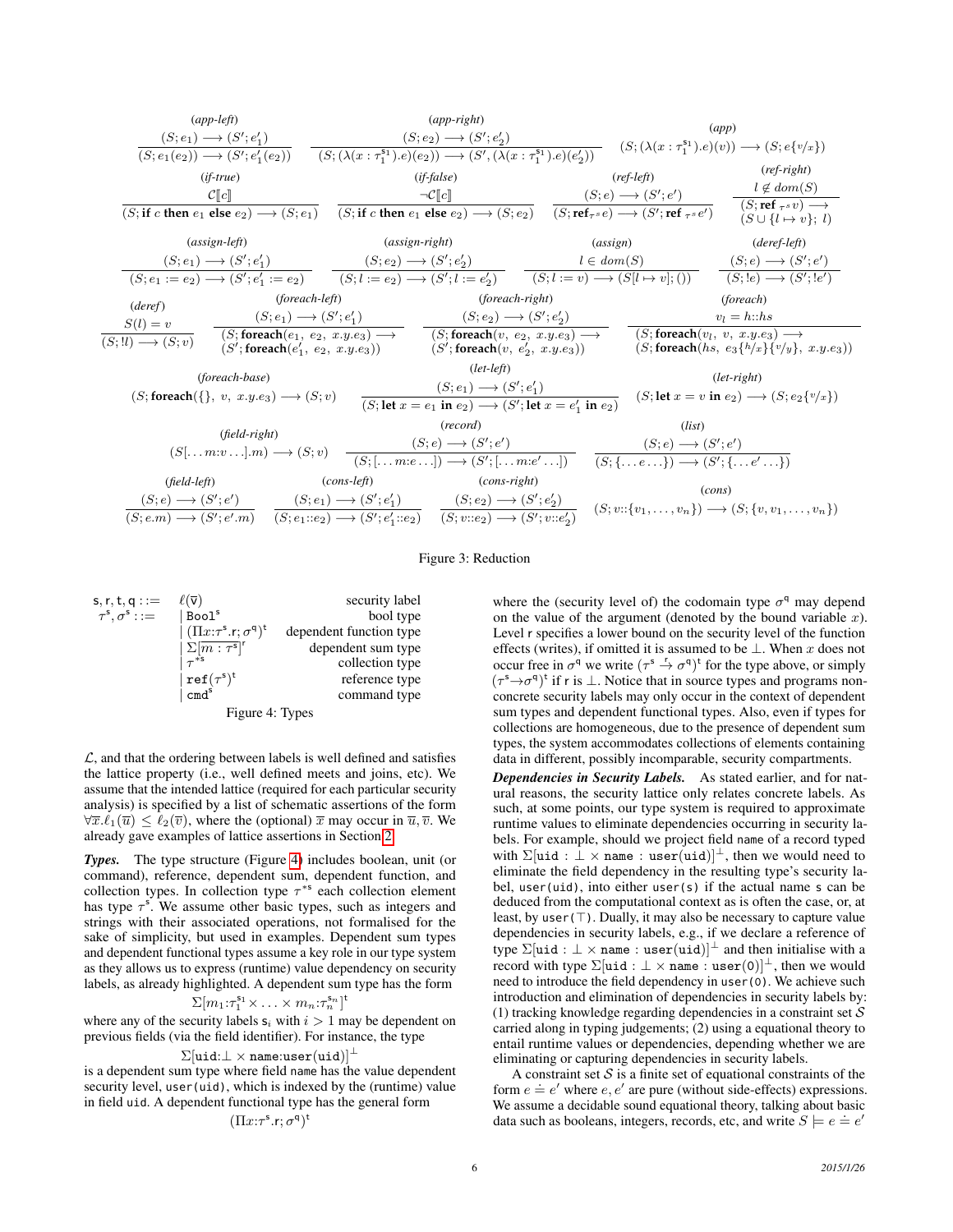$$\frac{(S; e_1) \longrightarrow (S'; e_1')}{(S; e_1(e_2)) \longrightarrow (S'; e_1'(e_2))}\ \textit{(app-left)}$$

$$\frac{(S; e_2) \longrightarrow (S'; e_2')}{(S; (\lambda(x : \tau_1^{s_1}).e)(e_2)) \longrightarrow (S', (\lambda(x : \tau_1^{s_1}).e)(e_2'))}\ \textit{(app-right)}$$

$$(S; (\lambda(x : \tau_1^{s_1}).e)(v)) \longrightarrow (S; e\{v/x\})\ \textit{(app)}$$

$$\frac{\mathcal{C}[\![c]\!]}{(S; \textbf{if } c \textbf{ then } e_1 \textbf{ else } e_2) \longrightarrow (S; e_1)}\ \textit{(if-true)}$$

$$\frac{\neg\mathcal{C}[\![c]\!]}{(S; \textbf{if } c \textbf{ then } e_1 \textbf{ else } e_2) \longrightarrow (S; e_2)}\ \textit{(if-false)}$$

$$\frac{(S; e) \longrightarrow (S'; e')}{(S; \textbf{ref}_{\tau^s} e) \longrightarrow (S'; \textbf{ref}_{\tau^s} e')}\ \textit{(ref-left)}$$

$$\frac{l \notin dom(S)}{(S; \textbf{ref}_{\tau^s} v) \longrightarrow (S \cup \{l \mapsto v\};\ l)}\ \textit{(ref-right)}$$

$$\frac{(S; e_1) \longrightarrow (S'; e_1')}{(S; e_1 := e_2) \longrightarrow (S'; e_1' := e_2)}\ \textit{(assign-left)}$$

$$\frac{(S; e_2) \longrightarrow (S'; e_2')}{(S; l := e_2) \longrightarrow (S'; l := e_2')}\ \textit{(assign-right)}$$

$$\frac{l \in dom(S)}{(S; l := v) \longrightarrow (S[l \mapsto v]; ())}\ \textit{(assign)}$$

$$\frac{(S; e) \longrightarrow (S'; e')}{(S; !e) \longrightarrow (S'; !e')}\ \textit{(deref-left)}$$

$$\frac{S(l) = v}{(S; !l) \longrightarrow (S; v)}\ \textit{(deref)}$$

$$\frac{(S; e_1) \longrightarrow (S'; e_1')}{(S; \textbf{foreach}(e_1,\ e_2,\ x.y.e_3)) \longrightarrow (S'; \textbf{foreach}(e_1',\ e_2,\ x.y.e_3))}\ \textit{(foreach-left)}$$

$$\frac{(S; e_2) \longrightarrow (S'; e_2')}{(S; \textbf{foreach}(v,\ e_2,\ x.y.e_3)) \longrightarrow (S'; \textbf{foreach}(v,\ e_2',\ x.y.e_3))}\ \textit{(foreach-right)}$$

$$\frac{v_l = h{::}hs}{(S; \textbf{foreach}(v_l,\ v,\ x.y.e_3)) \longrightarrow (S; \textbf{foreach}(hs,\ e_3\{h/x\}\{v/y\},\ x.y.e_3))}\ \textit{(foreach)}$$

$$(S; \textbf{foreach}(\{\},\ v,\ x.y.e_3)) \longrightarrow (S; v)\ \textit{(foreach-base)}$$

$$\frac{(S; e_1) \longrightarrow (S'; e_1')}{(S; \textbf{let } x = e_1 \textbf{ in } e_2) \longrightarrow (S'; \textbf{let } x = e_1' \textbf{ in } e_2)}\ \textit{(let-left)}$$

$$(S; \textbf{let } x = v \textbf{ in } e_2) \longrightarrow (S; e_2\{v/x\})\ \textit{(let-right)}$$

$$(S[\ldots m{:}v \ldots].m) \longrightarrow (S; v)\ \textit{(field-right)}$$

$$\frac{(S; e) \longrightarrow (S'; e')}{(S; [\ldots m{:}e \ldots]) \longrightarrow (S'; [\ldots m{:}e' \ldots])}\ \textit{(record)}$$

$$\frac{(S; e) \longrightarrow (S'; e')}{(S; \{\ldots e \ldots\}) \longrightarrow (S'; \{\ldots e' \ldots\})}\ \textit{(list)}$$

$$\frac{(S; e) \longrightarrow (S'; e')}{(S; e.m) \longrightarrow (S'; e'.m)}\ \textit{(field-left)}$$

$$\frac{(S; e_1) \longrightarrow (S'; e_1')}{(S; e_1{::}e_2) \longrightarrow (S'; e_1'{::}e_2)}\ \textit{(cons-left)}$$

$$\frac{(S; e_2) \longrightarrow (S'; e_2')}{(S; v{::}e_2) \longrightarrow (S'; v{::}e_2')}\ \textit{(cons-right)}$$

$$(S; v{::}\{v_1, \ldots, v_n\}) \longrightarrow (S; \{v, v_1, \ldots, v_n\})\ \textit{(cons)}$$

Figure 3: Reduction

| | | |
|---|---|---|
| $\mathsf{s}, \mathsf{r}, \mathsf{t}, \mathsf{q} ::=$ | $\ell(\overline{\mathsf{v}})$ | security label |
| $\tau^{\mathsf{s}}, \sigma^{\mathsf{s}} ::=$ | $\mid \mathtt{Bool}^{\mathsf{s}}$ | bool type |
| | $\mid (\Pi x{:}\tau^{\mathsf{s}}.\mathsf{r}; \sigma^{\mathsf{q}})^{\mathsf{t}}$ | dependent function type |
| | $\mid \Sigma[\overline{m : \tau^{\mathsf{s}}}]^{\mathsf{r}}$ | dependent sum type |
| | $\mid \tau^{*\mathsf{s}}$ | collection type |
| | $\mid \mathtt{ref}(\tau^{\mathsf{s}})^{\mathsf{t}}$ | reference type |
| | $\mid \mathtt{cmd}^{\mathsf{s}}$ | command type |

Figure 4: Types

$\mathcal{L}$, and that the ordering between labels is well defined and satisfies the lattice property (i.e., well defined meets and joins, etc). We assume that the intended lattice (required for each particular security analysis) is specified by a list of schematic assertions of the form $\forall \overline{x}.\ell_1(\overline{u}) \leq \ell_2(\overline{v})$, where the (optional) $\overline{x}$ may occur in $\overline{u}, \overline{v}$. We already gave examples of lattice assertions in Section 2.

***Types.*** The type structure (Figure 4) includes boolean, unit (or command), reference, dependent sum, dependent function, and collection types. In collection type $\tau^{*\mathsf{s}}$ each collection element has type $\tau^{\mathsf{s}}$. We assume other basic types, such as integers and strings with their associated operations, not formalised for the sake of simplicity, but used in examples. Dependent sum types and dependent functional types assume a key role in our type system as they allows us to express (runtime) value dependency on security labels, as already highlighted. A dependent sum type has the form

$$\Sigma[m_1{:}\tau_1^{\mathsf{s}_1} \times \ldots \times m_n{:}\tau_n^{\mathsf{s}_n}]^{\mathsf{t}}$$

where any of the security labels $\mathsf{s}_i$ with $i > 1$ may be dependent on previous fields (via the field identifier). For instance, the type

$$\Sigma[\mathtt{uid}{:}\bot \times \mathtt{name}{:}\mathtt{user(uid)}]^{\bot}$$

is a dependent sum type where field name has the value dependent security level, user(uid), which is indexed by the (runtime) value in field uid. A dependent functional type has the general form

$$(\Pi x{:}\tau^{\mathsf{s}}.\mathsf{r}; \sigma^{\mathsf{q}})^{\mathsf{t}}$$

where the (security level of) the codomain type $\sigma^{\mathsf{q}}$ may depend on the value of the argument (denoted by the bound variable $x$). Level $\mathsf{r}$ specifies a lower bound on the security level of the function effects (writes), if omitted it is assumed to be $\bot$. When $x$ does not occur free in $\sigma^{\mathsf{q}}$ we write $(\tau^{\mathsf{s}} \xrightarrow{\mathsf{r}} \sigma^{\mathsf{q}})^{\mathsf{t}}$ for the type above, or simply $(\tau^{\mathsf{s}} \rightarrow \sigma^{\mathsf{q}})^{\mathsf{t}}$ if $\mathsf{r}$ is $\bot$. Notice that in source types and programs non-concrete security labels may only occur in the context of dependent sum types and dependent functional types. Also, even if types for collections are homogeneous, due to the presence of dependent sum types, the system accommodates collections of elements containing data in different, possibly incomparable, security compartments.

***Dependencies in Security Labels.*** As stated earlier, and for natural reasons, the security lattice only relates concrete labels. As such, at some points, our type system is required to approximate runtime values to eliminate dependencies occurring in security labels. For example, should we project field name of a record typed with $\Sigma[\mathtt{uid} : \bot \times \mathtt{name} : \mathtt{user(uid)}]^{\bot}$, then we would need to eliminate the field dependency in the resulting type's security label, user(uid), into either user(s) if the actual name s can be deduced from the computational context as is often the case, or, at least, by user($\top$). Dually, it may also be necessary to capture value dependencies in security labels, e.g., if we declare a reference of type $\Sigma[\mathtt{uid} : \bot \times \mathtt{name} : \mathtt{user(uid)}]^{\bot}$ and then initialise with a record with type $\Sigma[\mathtt{uid} : \bot \times \mathtt{name} : \mathtt{user(0)}]^{\bot}$, then we would need to introduce the field dependency in user(0). We achieve such introduction and elimination of dependencies in security labels by: (1) tracking knowledge regarding dependencies in a constraint set $\mathcal{S}$ carried along in typing judgements; (2) using a equational theory to entail runtime values or dependencies, depending whether we are eliminating or capturing dependencies in security labels.

A constraint set $\mathcal{S}$ is a finite set of equational constraints of the form $e \doteq e'$ where $e, e'$ are pure (without side-effects) expressions. We assume a decidable sound equational theory, talking about basic data such as booleans, integers, records, etc, and write $\mathcal{S} \models e \doteq e'$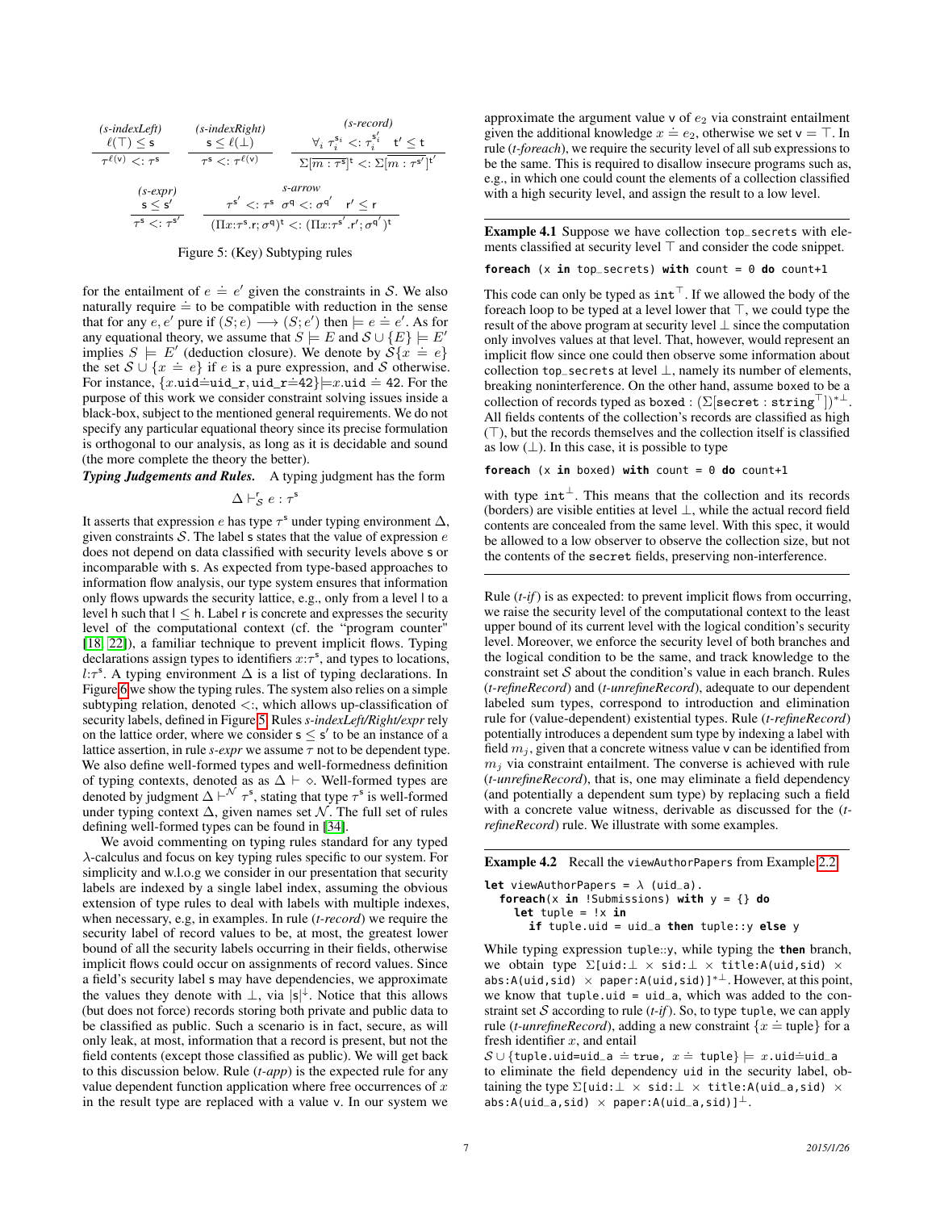$$\frac{\ell(\top) \leq \mathsf{s}}{\tau^{\ell(\mathsf{v})} <: \tau^{\mathsf{s}}} \text{ (s-indexLeft)} \qquad \frac{\mathsf{s} \leq \ell(\bot)}{\tau^{\mathsf{s}} <: \tau^{\ell(\mathsf{v})}} \text{ (s-indexRight)} \qquad \frac{\forall_i \; \tau_i^{\mathsf{s}_i} <: \tau_i^{\mathsf{s}_i'} \quad \mathsf{t}' \leq \mathsf{t}}{\Sigma[\overline{m : \tau^{\mathsf{s}}}]^{\mathsf{t}} <: \Sigma[\overline{m : \tau^{\mathsf{s}'}}]^{\mathsf{t}'}} \text{ (s-record)}$$

$$\frac{\mathsf{s} \leq \mathsf{s}'}{\tau^{\mathsf{s}} <: \tau^{\mathsf{s}'}} \text{ (s-expr)} \qquad \frac{\tau^{\mathsf{s}'} <: \tau^{\mathsf{s}} \quad \sigma^{\mathsf{q}} <: \sigma^{\mathsf{q}'} \quad \mathsf{r}' \leq \mathsf{r}}{(\Pi x{:}\tau^{\mathsf{s}}.\mathsf{r}; \sigma^{\mathsf{q}})^{\mathsf{t}} <: (\Pi x{:}\tau^{\mathsf{s}'}.\mathsf{r}'; \sigma^{\mathsf{q}'})^{\mathsf{t}}} \text{ (s-arrow)}$$

Figure 5: (Key) Subtyping rules

for the entailment of $e \doteq e'$ given the constraints in $\mathcal{S}$. We also naturally require $\doteq$ to be compatible with reduction in the sense that for any $e, e'$ pure if $(S; e) \longrightarrow (S; e')$ then $\models e \doteq e'$. As for any equational theory, we assume that $S \models E$ and $\mathcal{S} \cup \{E\} \models E'$ implies $S \models E'$ (deduction closure). We denote by $\mathcal{S}\{x \doteq e\}$ the set $\mathcal{S} \cup \{x \doteq e\}$ if $e$ is a pure expression, and $\mathcal{S}$ otherwise. For instance, $\{x.\texttt{uid} \doteq \texttt{uid\_r}, \texttt{uid\_r} \doteq 42\} \models x.\texttt{uid} \doteq 42$. For the purpose of this work we consider constraint solving issues inside a black-box, subject to the mentioned general requirements. We do not specify any particular equational theory since its precise formulation is orthogonal to our analysis, as long as it is decidable and sound (the more complete the theory the better).

***Typing Judgements and Rules.*** A typing judgment has the form

$$\Delta \vdash^{\mathsf{r}}_{\mathcal{S}} e : \tau^{\mathsf{s}}$$

It asserts that expression $e$ has type $\tau^{\mathsf{s}}$ under typing environment $\Delta$, given constraints $\mathcal{S}$. The label $\mathsf{s}$ states that the value of expression $e$ does not depend on data classified with security levels above $\mathsf{s}$ or incomparable with $\mathsf{s}$. As expected from type-based approaches to information flow analysis, our type system ensures that information only flows upwards the security lattice, e.g., only from a level $\mathsf{l}$ to a level $\mathsf{h}$ such that $\mathsf{l} \leq \mathsf{h}$. Label $\mathsf{r}$ is concrete and expresses the security level of the computational context (cf. the "program counter" [18, 22]), a familiar technique to prevent implicit flows. Typing declarations assign types to identifiers $x{:}\tau^{\mathsf{s}}$, and types to locations, $l{:}\tau^{\mathsf{s}}$. A typing environment $\Delta$ is a list of typing declarations. In Figure 6 we show the typing rules. The system also relies on a simple subtyping relation, denoted $<:$, which allows up-classification of security labels, defined in Figure 5. Rules *s-indexLeft/Right/expr* rely on the lattice order, where we consider $\mathsf{s} \leq \mathsf{s}'$ to be an instance of a lattice assertion, in rule *s-expr* we assume $\tau$ not to be dependent type. We also define well-formed types and well-formedness definition of typing contexts, denoted as as $\Delta \vdash \diamond$. Well-formed types are denoted by judgment $\Delta \vdash^{\mathcal{N}} \tau^{\mathsf{s}}$, stating that type $\tau^{\mathsf{s}}$ is well-formed under typing context $\Delta$, given names set $\mathcal{N}$. The full set of rules defining well-formed types can be found in [34].

We avoid commenting on typing rules standard for any typed $\lambda$-calculus and focus on key typing rules specific to our system. For simplicity and w.l.o.g we consider in our presentation that security labels are indexed by a single label index, assuming the obvious extension of type rules to deal with labels with multiple indexes, when necessary, e.g, in examples. In rule (*t-record*) we require the security label of record values to be, at most, the greatest lower bound of all the security labels occurring in their fields, otherwise implicit flows could occur on assignments of record values. Since a field's security label $\mathsf{s}$ may have dependencies, we approximate the values they denote with $\bot$, via $|\mathsf{s}|^{\downarrow}$. Notice that this allows (but does not force) records storing both private and public data to be classified as public. Such a scenario is in fact, secure, as will only leak, at most, information that a record is present, but not the field contents (except those classified as public). We will get back to this discussion below. Rule (*t-app*) is the expected rule for any value dependent function application where free occurrences of $x$ in the result type are replaced with a value $\mathsf{v}$. In our system we approximate the argument value $\mathsf{v}$ of $e_2$ via constraint entailment given the additional knowledge $x \doteq e_2$, otherwise we set $\mathsf{v} = \top$. In rule (*t-foreach*), we require the security level of all sub expressions to be the same. This is required to disallow insecure programs such as, e.g., in which one could count the elements of a collection classified with a high security level, and assign the result to a low level.

---

**Example 4.1** Suppose we have collection `top_secrets` with elements classified at security level $\top$ and consider the code snippet.

```
foreach (x in top_secrets) with count = 0 do count+1
```

This code can only be typed as $\texttt{int}^{\top}$. If we allowed the body of the foreach loop to be typed at a level lower that $\top$, we could type the result of the above program at security level $\bot$ since the computation only involves values at that level. That, however, would represent an implicit flow since one could then observe some information about collection `top_secrets` at level $\bot$, namely its number of elements, breaking noninterference. On the other hand, assume `boxed` to be a collection of records typed as $\texttt{boxed} : (\Sigma[\texttt{secret} : \texttt{string}^{\top}])^{*\bot}$. All fields contents of the collection's records are classified as high ($\top$), but the records themselves and the collection itself is classified as low ($\bot$). In this case, it is possible to type

```
foreach (x in boxed) with count = 0 do count+1
```

with type $\texttt{int}^{\bot}$. This means that the collection and its records (borders) are visible entities at level $\bot$, while the actual record field contents are concealed from the same level. With this spec, it would be allowed to a low observer to observe the collection size, but not the contents of the `secret` fields, preserving non-interference.

---

Rule (*t-if*) is as expected: to prevent implicit flows from occurring, we raise the security level of the computational context to the least upper bound of its current level with the logical condition's security level. Moreover, we enforce the security level of both branches and the logical condition to be the same, and track knowledge to the constraint set $\mathcal{S}$ about the condition's value in each branch. Rules (*t-refineRecord*) and (*t-unrefineRecord*), adequate to our dependent labeled sum types, correspond to introduction and elimination rule for (value-dependent) existential types. Rule (*t-refineRecord*) potentially introduces a dependent sum type by indexing a label with field $m_j$, given that a concrete witness value $\mathsf{v}$ can be identified from $m_j$ via constraint entailment. The converse is achieved with rule (*t-unrefineRecord*), that is, one may eliminate a field dependency (and potentially a dependent sum type) by replacing such a field with a concrete value witness, derivable as discussed for the (*t-refineRecord*) rule. We illustrate with some examples.

---

**Example 4.2** Recall the `viewAuthorPapers` from Example 2.2.

```
let viewAuthorPapers = λ (uid_a).
  foreach(x in !Submissions) with y = {} do
    let tuple = !x in
      if tuple.uid = uid_a then tuple::y else y
```

While typing expression `tuple::y`, while typing the **then** branch, we obtain type $\Sigma[\texttt{uid}{:}\bot \times \texttt{sid}{:}\bot \times \texttt{title}{:}\texttt{A(uid,sid)} \times \texttt{abs}{:}\texttt{A(uid,sid)} \times \texttt{paper}{:}\texttt{A(uid,sid)}]^{*\bot}$. However, at this point, we know that `tuple.uid = uid_a`, which was added to the constraint set $\mathcal{S}$ according to rule (*t-if*). So, to type `tuple`, we can apply rule (*t-unrefineRecord*), adding a new constraint $\{x \doteq \texttt{tuple}\}$ for a fresh identifier $x$, and entail

$\mathcal{S} \cup \{\texttt{tuple.uid=uid\_a} \doteq \texttt{true},\ x \doteq \texttt{tuple}\} \models x.\texttt{uid} \doteq \texttt{uid\_a}$

to eliminate the field dependency `uid` in the security label, obtaining the type $\Sigma[\texttt{uid}{:}\bot \times \texttt{sid}{:}\bot \times \texttt{title}{:}\texttt{A(uid\_a,sid)} \times \texttt{abs}{:}\texttt{A(uid\_a,sid)} \times \texttt{paper}{:}\texttt{A(uid\_a,sid)}]^{\bot}$.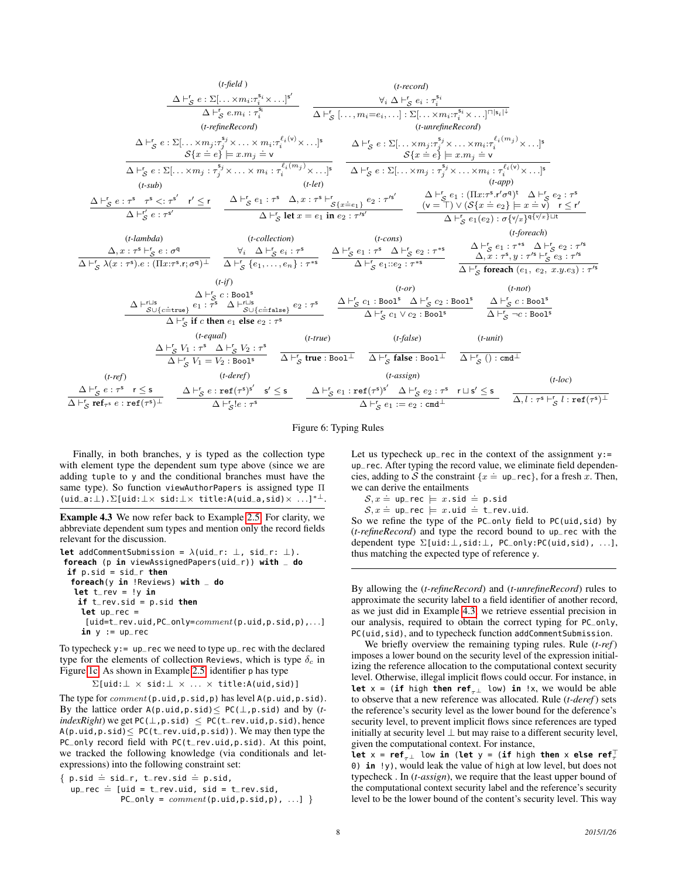$$\frac{\Delta \vdash^{\mathsf{r}}_{\mathcal{S}} e : \Sigma[\ldots \times m_i{:}\tau_i^{\mathsf{s}_i} \times \ldots]^{\mathsf{s}'}}{\Delta \vdash^{\mathsf{r}}_{\mathcal{S}} e.m_i : \tau_i^{\mathsf{s}_i}}\ (\textit{t-field})
\qquad
\frac{\forall_i\ \Delta \vdash^{\mathsf{r}}_{\mathcal{S}} e_i : \tau_i^{\mathsf{s}_i}}{\Delta \vdash^{\mathsf{r}}_{\mathcal{S}} [\ldots, m_i{=}e_i, \ldots] : \Sigma[\ldots \times m_i{:}\tau_i^{\mathsf{s}_i} \times \ldots]^{\sqcap |\mathsf{s}_i| \downarrow}}\ (\textit{t-record})$$

$$\frac{\Delta \vdash^{\mathsf{r}}_{\mathcal{S}} e : \Sigma[\ldots \times m_j{:}\tau_j^{\mathsf{s}_j} \times \ldots \times m_i{:}\tau_i^{\ell_i(\mathsf{v})} \times \ldots]^{\mathsf{s}} \quad \mathcal{S}\{x \doteq e\} \models x.m_j \doteq \mathsf{v}}{\Delta \vdash^{\mathsf{r}}_{\mathcal{S}} e : \Sigma[\ldots \times m_j : \tau_j^{\mathsf{s}_j} \times \ldots \times m_i : \tau_i^{\ell_i(m_j)} \times \ldots]^{\mathsf{s}}}\ (\textit{t-refineRecord})$$

$$\frac{\Delta \vdash^{\mathsf{r}}_{\mathcal{S}} e : \Sigma[\ldots \times m_j{:}\tau_j^{\mathsf{s}_j} \times \ldots \times m_i{:}\tau_i^{\ell_i(m_j)} \times \ldots]^{\mathsf{s}} \quad \mathcal{S}\{x \doteq e\} \models x.m_j \doteq \mathsf{v}}{\Delta \vdash^{\mathsf{r}}_{\mathcal{S}} e : \Sigma[\ldots \times m_j : \tau_j^{\mathsf{s}_j} \times \ldots \times m_i : \tau_i^{\ell_i(\mathsf{v})} \times \ldots]^{\mathsf{s}}}\ (\textit{t-unrefineRecord})$$

$$\frac{\Delta \vdash^{\mathsf{r}}_{\mathcal{S}} e : \tau^{\mathsf{s}} \quad \tau^{\mathsf{s}} <: \tau^{\mathsf{s}'} \quad \mathsf{r}' \leq \mathsf{r}}{\Delta \vdash^{\mathsf{r}'}_{\mathcal{S}} e : \tau^{\mathsf{s}'}}\ (\textit{t-sub})
\qquad
\frac{\Delta \vdash^{\mathsf{r}}_{\mathcal{S}} e_1 : \tau^{\mathsf{s}} \quad \Delta, x : \tau^{\mathsf{s}} \vdash^{\mathsf{r}}_{\mathcal{S}\{x \doteq e_1\}} e_2 : \tau'^{\mathsf{s}'}}{\Delta \vdash^{\mathsf{r}}_{\mathcal{S}} \textbf{let } x = e_1 \textbf{ in } e_2 : \tau'^{\mathsf{s}'}}\ (\textit{t-let})$$

$$\frac{\Delta \vdash^{\mathsf{r}}_{\mathcal{S}} e_1 : (\Pi x{:}\tau^{\mathsf{s}}.\mathsf{r}'\sigma^{\mathsf{q}})^{\mathsf{t}} \quad \Delta \vdash^{\mathsf{r}}_{\mathcal{S}} e_2 : \tau^{\mathsf{s}} \quad (\mathsf{v} = \top) \vee (\mathcal{S}\{x \doteq e_2\} \models x \doteq \mathsf{v}) \quad \mathsf{r} \leq \mathsf{r}'}{\Delta \vdash^{\mathsf{r}}_{\mathcal{S}} e_1(e_2) : \sigma\{\mathsf{v}/x\}^{\mathsf{q}\{\mathsf{v}/x\} \sqcup \mathsf{t}}}\ (\textit{t-app})$$

$$\frac{\Delta, x : \tau^{\mathsf{s}} \vdash^{\mathsf{r}}_{\mathcal{S}} e : \sigma^{\mathsf{q}}}{\Delta \vdash_{\mathcal{S}} \lambda(x : \tau^{\mathsf{s}}).e : (\Pi x{:}\tau^{\mathsf{s}}.\mathsf{r};\sigma^{\mathsf{q}})^{\perp}}\ (\textit{t-lambda})
\qquad
\frac{\forall_i \quad \Delta \vdash^{\mathsf{r}}_{\mathcal{S}} e_i : \tau^{\mathsf{s}}}{\Delta \vdash^{\mathsf{r}}_{\mathcal{S}} \{e_1, \ldots, e_n\} : \tau^{*\mathsf{s}}}\ (\textit{t-collection})
\qquad
\frac{\Delta \vdash^{\mathsf{r}}_{\mathcal{S}} e_1 : \tau^{\mathsf{s}} \quad \Delta \vdash^{\mathsf{r}}_{\mathcal{S}} e_2 : \tau^{*\mathsf{s}}}{\Delta \vdash^{\mathsf{r}}_{\mathcal{S}} e_1{::}e_2 : \tau^{*\mathsf{s}}}\ (\textit{t-cons})$$

$$\frac{\Delta \vdash^{\mathsf{r}}_{\mathcal{S}} e_1 : \tau^{*\mathsf{s}} \quad \Delta \vdash^{\mathsf{r}}_{\mathcal{S}} e_2 : \tau'^{\mathsf{s}} \quad \Delta, x : \tau^{\mathsf{s}}, y : \tau'^{\mathsf{s}} \vdash^{\mathsf{r}}_{\mathcal{S}} e_3 : \tau'^{\mathsf{s}}}{\Delta \vdash^{\mathsf{r}}_{\mathcal{S}} \textbf{foreach } (e_1,\ e_2,\ x.y.e_3) : \tau'^{\mathsf{s}}}\ (\textit{t-foreach})$$

$$\frac{\Delta \vdash^{\mathsf{r}}_{\mathcal{S}} c : \mathtt{Bool}^{\mathsf{s}} \quad \Delta \vdash^{\mathsf{r} \sqcup \mathsf{s}}_{\mathcal{S} \cup \{c \doteq \mathtt{true}\}} e_1 : \tau^{\mathsf{s}} \quad \Delta \vdash^{\mathsf{r} \sqcup \mathsf{s}}_{\mathcal{S} \cup \{c \doteq \mathtt{false}\}} e_2 : \tau^{\mathsf{s}}}{\Delta \vdash^{\mathsf{r}}_{\mathcal{S}} \textbf{if } c \textbf{ then } e_1 \textbf{ else } e_2 : \tau^{\mathsf{s}}}\ (\textit{t-if})
\qquad
\frac{\Delta \vdash^{\mathsf{r}}_{\mathcal{S}} c_1 : \mathtt{Bool}^{\mathsf{s}} \quad \Delta \vdash^{\mathsf{r}}_{\mathcal{S}} c_2 : \mathtt{Bool}^{\mathsf{s}}}{\Delta \vdash^{\mathsf{r}}_{\mathcal{S}} c_1 \vee c_2 : \mathtt{Bool}^{\mathsf{s}}}\ (\textit{t-or})
\qquad
\frac{\Delta \vdash^{\mathsf{r}}_{\mathcal{S}} c : \mathtt{Bool}^{\mathsf{s}}}{\Delta \vdash^{\mathsf{r}}_{\mathcal{S}} \neg c : \mathtt{Bool}^{\mathsf{s}}}\ (\textit{t-not})$$

$$\frac{\Delta \vdash^{\mathsf{r}}_{\mathcal{S}} V_1 : \tau^{\mathsf{s}} \quad \Delta \vdash^{\mathsf{r}}_{\mathcal{S}} V_2 : \tau^{\mathsf{s}}}{\Delta \vdash^{\mathsf{r}}_{\mathcal{S}} V_1 = V_2 : \mathtt{Bool}^{\mathsf{s}}}\ (\textit{t-equal})
\qquad
\frac{}{\Delta \vdash^{\mathsf{r}}_{\mathcal{S}} \textbf{true} : \mathtt{Bool}^{\perp}}\ (\textit{t-true})
\qquad
\frac{}{\Delta \vdash^{\mathsf{r}}_{\mathcal{S}} \textbf{false} : \mathtt{Bool}^{\perp}}\ (\textit{t-false})
\qquad
\frac{}{\Delta \vdash^{\mathsf{r}}_{\mathcal{S}} () : \mathtt{cmd}^{\perp}}\ (\textit{t-unit})$$

$$\frac{\Delta \vdash^{\mathsf{r}}_{\mathcal{S}} e : \tau^{\mathsf{s}} \quad \mathsf{r} \leq \mathsf{s}}{\Delta \vdash^{\mathsf{r}}_{\mathcal{S}} \textbf{ref}_{\tau^{\mathsf{s}}}\ e : \mathtt{ref}(\tau^{\mathsf{s}})^{\perp}}\ (\textit{t-ref})
\qquad
\frac{\Delta \vdash^{\mathsf{r}}_{\mathcal{S}} e : \mathtt{ref}(\tau^{\mathsf{s}})^{\mathsf{s}'} \quad \mathsf{s}' \leq \mathsf{s}}{\Delta \vdash^{\mathsf{r}}_{\mathcal{S}} !e : \tau^{\mathsf{s}}}\ (\textit{t-deref})
\qquad
\frac{\Delta \vdash^{\mathsf{r}}_{\mathcal{S}} e_1 : \mathtt{ref}(\tau^{\mathsf{s}})^{\mathsf{s}'} \quad \Delta \vdash^{\mathsf{r}}_{\mathcal{S}} e_2 : \tau^{\mathsf{s}} \quad \mathsf{r} \sqcup \mathsf{s}' \leq \mathsf{s}}{\Delta \vdash^{\mathsf{r}}_{\mathcal{S}} e_1 := e_2 : \mathtt{cmd}^{\perp}}\ (\textit{t-assign})
\qquad
\frac{}{\Delta, l : \tau^{\mathsf{s}} \vdash^{\mathsf{r}}_{\mathcal{S}} l : \mathtt{ref}(\tau^{\mathsf{s}})^{\perp}}\ (\textit{t-loc})$$

Figure 6: Typing Rules

Finally, in both branches, `y` is typed as the collection type with element type the dependent sum type above (since we are adding `tuple` to `y` and the conditional branches must have the same type). So function `viewAuthorPapers` is assigned type $\Pi$ `(uid_a:⊥).Σ[uid:⊥× sid:⊥× title:A(uid_a,sid)× ...]`$^{*\perp}$.

**Example 4.3** We now refer back to Example 2.5. For clarity, we abbreviate dependent sum types and mention only the record fields relevant for the discussion.

```
let addCommentSubmission = λ(uid_r: ⊥, sid_r: ⊥).
 foreach (p in viewAssignedPapers(uid_r)) with _ do
  if p.sid = sid_r then
   foreach(y in !Reviews) with _ do
    let t_rev = !y in
     if t_rev.sid = p.sid then
      let up_rec =
       [uid=t_rev.uid,PC_only=comment(p.uid,p.sid,p),...]
      in y := up_rec
```

To typecheck `y:= up_rec` we need to type `up_rec` with the declared type for the elements of collection `Reviews`, which is type $\delta_c$ in Figure 1c. As shown in Example 2.5, identifier `p` has type

`Σ[uid:⊥ × sid:⊥ × ... × title:A(uid,sid)]`

The type for *comment*`(p.uid,p.sid,p)` has level `A(p.uid,p.sid)`. By the lattice order `A(p.uid,p.sid)≤ PC(⊥,p.sid)` and by (*t-indexRight*) we get `PC(⊥,p.sid) ≤ PC(t_rev.uid,p.sid)`, hence `A(p.uid,p.sid)≤ PC(t_rev.uid,p.sid))`. We may then type the `PC_only` record field with `PC(t_rev.uid,p.sid)`. At this point, we tracked the following knowledge (via conditionals and let-expressions) into the following constraint set:

```
{ p.sid ≐ sid_r, t_rev.sid ≐ p.sid,
  up_rec ≐ [uid = t_rev.uid, sid = t_rev.sid,
           PC_only = comment(p.uid,p.sid,p), ...] }
```

Let us typecheck `up_rec` in the context of the assignment `y:= up_rec`. After typing the record value, we eliminate field dependencies, adding to $\mathcal{S}$ the constraint $\{x \doteq$ `up_rec`$\}$, for a fresh $x$. Then, we can derive the entailments

$\mathcal{S}, x \doteq$ `up_rec` $\models x.$`sid` $\doteq$ `p.sid`
$\mathcal{S}, x \doteq$ `up_rec` $\models x.$`uid` $\doteq$ `t_rev.uid`.

So we refine the type of the `PC_only` field to `PC(uid,sid)` by (*t-refineRecord*) and type the record bound to `up_rec` with the dependent type `Σ[uid:⊥,sid:⊥, PC_only:PC(uid,sid), ...]`, thus matching the expected type of reference `y`.

---

By allowing the (*t-refineRecord*) and (*t-unrefineRecord*) rules to approximate the security label to a field identifier of another record, as we just did in Example 4.3, we retrieve essential precision in our analysis, required to obtain the correct typing for `PC_only`, `PC(uid,sid)`, and to typecheck function `addCommentSubmission`.

We briefly overview the remaining typing rules. Rule (*t-ref*) imposes a lower bound on the security level of the expression initializing the reference allocation to the computational context security level. Otherwise, illegal implicit flows could occur. For instance, in **let** `x =` (**if** `high` **then ref**$_{\tau^\perp}$ `low`) **in** `!x`, we would be able to observe that a new reference was allocated. Rule (*t-deref*) sets the reference's security level as the lower bound for the dereference's security level, to prevent implicit flows since references are typed initially at security level $\perp$ but may raise to a different security level, given the computational context. For instance,
**let** `x =` **ref**$_{\tau^\perp}$ `low` **in** (**let** `y =` (**if** `high` **then** `x` **else ref**$_{\tau}^{\top}$ `0`) **in** `!y`), would leak the value of `high` at low level, but does not typecheck . In (*t-assign*), we require that the least upper bound of the computational context security label and the reference's security level to be the lower bound of the content's security level. This way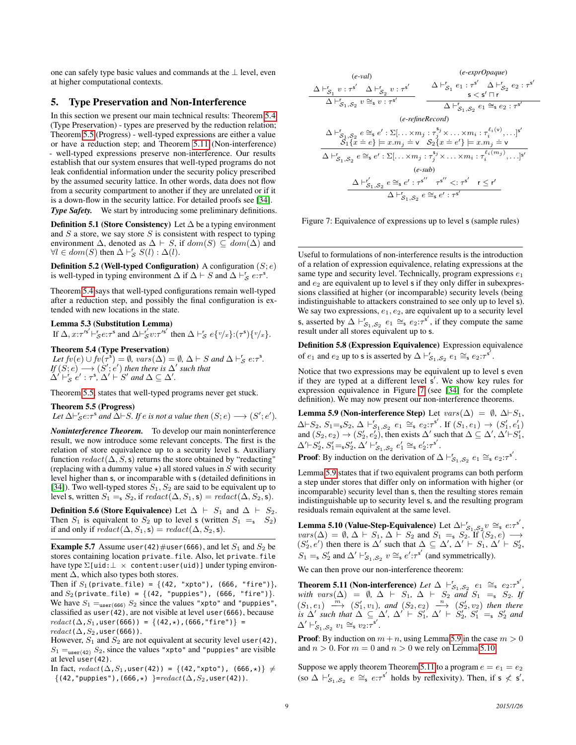one can safely type basic values and commands at the $\bot$ level, even at higher computational contexts.

## 5. Type Preservation and Non-Interference

In this section we present our main technical results: Theorem 5.4 (Type Preservation) - types are preserved by the reduction relation; Theorem 5.5 (Progress) - well-typed expressions are either a value or have a reduction step; and Theorem 5.11 (Non-interference) - well-typed expressions preserve non-interference. Our results establish that our system ensures that well-typed programs do not leak confidential information under the security policy prescribed by the assumed security lattice. In other words, data does not flow from a security compartment to another if they are unrelated or if it is a down-flow in the security lattice. For detailed proofs see [34].

***Type Safety.*** We start by introducing some preliminary definitions.

**Definition 5.1 (Store Consistency)** Let $\Delta$ be a typing environment and $S$ a store, we say store $S$ is consistent with respect to typing environment $\Delta$, denoted as $\Delta \vdash S$, if $dom(S) \subseteq dom(\Delta)$ and $\forall l \in dom(S)$ then $\Delta \vdash^{\mathsf{r}}_{\mathcal{S}} S(l) : \Delta(l)$.

**Definition 5.2 (Well-typed Configuration)** A configuration $(S; e)$ is well-typed in typing environment $\Delta$ if $\Delta \vdash S$ and $\Delta \vdash^{\mathsf{r}}_{\mathcal{S}} e{:}\tau^{\mathsf{s}}$.

Theorem 5.4 says that well-typed configurations remain well-typed after a reduction step, and possibly the final configuration is extended with new locations in the state.

**Lemma 5.3 (Substitution Lemma)**
*If* $\Delta, x{:}\tau'^{\mathsf{s}'} \vdash^{\mathsf{r}}_{\mathcal{S}} e{:}\tau^{\mathsf{s}}$ *and* $\Delta \vdash^{\mathsf{r}'}_{\mathcal{S}} v{:}\tau'^{\mathsf{s}'}$ *then* $\Delta \vdash^{\mathsf{r}}_{\mathcal{S}} e\{^{v}/_{x}\}{:}(\tau^{\mathsf{s}})\{^{v}/_{x}\}$.

**Theorem 5.4 (Type Preservation)**
*Let* $fv(e) \cup fv(\tau^{\mathsf{s}}) = \emptyset$, $vars(\Delta) = \emptyset$, $\Delta \vdash S$ *and* $\Delta \vdash^{\mathsf{r}}_{\mathcal{S}} e{:}\tau^{\mathsf{s}}$.
*If* $(S; e) \longrightarrow (S'; e')$ *then there is* $\Delta'$ *such that* $\Delta' \vdash^{\mathsf{r}}_{\mathcal{S}} e' : \tau^{\mathsf{s}}$, $\Delta' \vdash S'$ *and* $\Delta \subseteq \Delta'$.

Theorem 5.5, states that well-typed programs never get stuck.

**Theorem 5.5 (Progress)**
*Let* $\Delta \vdash^{\mathsf{r}}_{\mathcal{S}} e{:}\tau^{\mathsf{s}}$ *and* $\Delta \vdash S$. *If e is not a value then* $(S; e) \longrightarrow (S'; e')$.

***Noninterference Theorem.*** To develop our main noninterference result, we now introduce some relevant concepts. The first is the relation of store equivalence up to a security level $\mathsf{s}$. Auxiliary function $redact(\Delta, S, \mathsf{s})$ returns the store obtained by "redacting" (replacing with a dummy value $\star$) all stored values in $S$ with security level higher than $\mathsf{s}$, or incomparable with $\mathsf{s}$ (detailed definitions in [34]). Two well-typed stores $S_1, S_2$ are said to be equivalent up to level $\mathsf{s}$, written $S_1 =_{\mathsf{s}} S_2$, if $redact(\Delta, S_1, \mathsf{s}) = redact(\Delta, S_2, \mathsf{s})$.

**Definition 5.6 (Store Equivalence)** Let $\Delta \vdash S_1$ and $\Delta \vdash S_2$. Then $S_1$ is equivalent to $S_2$ up to level $\mathsf{s}$ (written $S_1 =_{\mathsf{s}} S_2$) if and only if $redact(\Delta, S_1, \mathsf{s}) = redact(\Delta, S_2, \mathsf{s})$.

**Example 5.7** Assume `user(42)#user(666)`, and let $S_1$ and $S_2$ be stores containing location `private_file`. Also, let `private_file` have type `Σ[uid:⊥ × content:user(uid)]` under typing environment $\Delta$, which also types both stores.
Then if $S_1$`(private_file) = {(42, "xpto"), (666, "fire")}`, and $S_2$`(private_file) = {(42, "puppies"), (666, "fire")}`. We have $S_1 =_{\texttt{user(666)}} S_2$ since the values `"xpto"` and `"puppies"`, classified as `user(42)`, are not visible at level `user(666)`, because $redact(\Delta, S_1,$`user(666)`$)$ `= {(42,`$\star$`),(666,"fire")} =` $redact(\Delta, S_2,$`user(666)`$)$.
However, $S_1$ and $S_2$ are not equivalent at security level `user(42)`, $S_1 \neq_{\texttt{user(42)}} S_2$, since the values `"xpto"` and `"puppies"` are visible at level `user(42)`.
In fact, $redact(\Delta, S_1,$`user(42)`$)$ `= {(42,"xpto"), (666,`$\star$`)}` $\neq$ `{(42,"puppies"),(666,`$\star$` )}`$=redact(\Delta, S_2,$`user(42)`$)$.

$$\textit{(e-val)}\quad \frac{\Delta \vdash^{\mathsf{r}}_{\mathcal{S}_1} v : \tau^{\mathsf{s}'} \quad \Delta \vdash^{\mathsf{r}}_{\mathcal{S}_2} v : \tau^{\mathsf{s}'}}{\Delta \vdash^{\mathsf{r}}_{\mathcal{S}_1,\mathcal{S}_2} v \cong_{\mathsf{s}} v : \tau^{\mathsf{s}'}}$$

$$\textit{(e-exprOpaque)}\quad \frac{\Delta \vdash^{\mathsf{r}}_{\mathcal{S}_1} e_1 : \tau^{\mathsf{s}'} \quad \Delta \vdash^{\mathsf{r}}_{\mathcal{S}_2} e_2 : \tau^{\mathsf{s}'} \quad \mathsf{s} < \mathsf{s}' \sqcap \mathsf{r}}{\Delta \vdash^{\mathsf{r}}_{\mathcal{S}_1,\mathcal{S}_2} e_1 \cong_{\mathsf{s}} e_2 : \tau^{\mathsf{s}'}}$$

$$\textit{(e-refineRecord)}\quad \frac{\begin{array}{c}\Delta \vdash^{\mathsf{r}}_{\mathcal{S}_1,\mathcal{S}_2} e \cong_{\mathsf{s}} e' : \Sigma[\ldots \times m_j : \tau_j^{\mathsf{s}_j} \times \ldots \times m_i : \tau_i^{\ell_i(\mathsf{v})}, \ldots]^{\mathsf{s}'} \\ \mathcal{S}_1\{x \doteq e\} \models x.m_j \doteq \mathsf{v} \quad \mathcal{S}_2\{x \doteq e'\} \models x.m_j \doteq \mathsf{v}\end{array}}{\Delta \vdash^{\mathsf{r}}_{\mathcal{S}_1,\mathcal{S}_2} e \cong_{\mathsf{s}} e' : \Sigma[\ldots \times m_j : \tau_j^{\mathsf{s}_j} \times \ldots \times m_i : \tau_i^{\ell_i(m_j)}, \ldots]^{\mathsf{s}'}}$$

$$\textit{(e-sub)}\quad \frac{\Delta \vdash^{\mathsf{r}'}_{\mathcal{S}_1,\mathcal{S}_2} e \cong_{\mathsf{s}} e' : \tau^{\mathsf{s}''} \quad \tau^{\mathsf{s}''} <: \tau^{\mathsf{s}'} \quad \mathsf{r} \leq \mathsf{r}'}{\Delta \vdash^{\mathsf{r}}_{\mathcal{S}_1,\mathcal{S}_2} e \cong_{\mathsf{s}} e' : \tau^{\mathsf{s}'}}$$

Figure 7: Equivalence of expressions up to level $\mathsf{s}$ (sample rules)

Useful to formulations of non-interference results is the introduction of a relation of expression equivalence, relating expressions at the same type and security level. Technically, program expressions $e_1$ and $e_2$ are equivalent up to level $\mathsf{s}$ if they only differ in subexpressions classified at higher (or incomparable) security levels (being indistinguishable to attackers constrained to see only up to level $\mathsf{s}$). We say two expressions, $e_1, e_2$, are equivalent up to a security level $\mathsf{s}$, asserted by $\Delta \vdash^{\mathsf{r}}_{\mathcal{S}_1,\mathcal{S}_2} e_1 \cong_{\mathsf{s}} e_2{:}\tau^{\mathsf{s}'}$, if they compute the same result under all stores equivalent up to $\mathsf{s}$.

**Definition 5.8 (Expression Equivalence)** Expression equivalence of $e_1$ and $e_2$ up to $\mathsf{s}$ is asserted by $\Delta \vdash^{\mathsf{r}}_{\mathcal{S}_1,\mathcal{S}_2} e_1 \cong_{\mathsf{s}} e_2{:}\tau^{\mathsf{s}'}$.

Notice that two expressions may be equivalent up to level $\mathsf{s}$ even if they are typed at a different level $\mathsf{s}'$. We show key rules for expression equivalence in Figure 7 (see [34] for the complete definition). We may now present our non-interference theorems.

**Lemma 5.9 (Non-interference Step)** Let $vars(\Delta) = \emptyset$, $\Delta \vdash S_1$, $\Delta \vdash S_2$, $S_1 =_{\mathsf{s}} S_2$, $\Delta \vdash^{\mathsf{r}}_{\mathcal{S}_1,\mathcal{S}_2} e_1 \cong_{\mathsf{s}} e_2{:}\tau^{\mathsf{s}'}$. If $(S_1, e_1) \rightarrow (S_1', e_1')$ and $(S_2, e_2) \rightarrow (S_2', e_2')$, then exists $\Delta'$ such that $\Delta \subseteq \Delta'$, $\Delta' \vdash S_1'$, $\Delta' \vdash S_2'$, $S_1' =_{\mathsf{s}} S_2'$, $\Delta' \vdash^{\mathsf{r}}_{\mathcal{S}_1,\mathcal{S}_2} e_1' \cong_{\mathsf{s}} e_2'{:}\tau^{\mathsf{s}'}$.

**Proof**: By induction on the derivation of $\Delta \vdash^{\mathsf{r}}_{\mathcal{S}_1,\mathcal{S}_2} e_1 \cong_{\mathsf{s}} e_2{:}\tau^{\mathsf{s}'}$.

Lemma 5.9 states that if two equivalent programs can both perform a step under stores that differ only on information with higher (or incomparable) security level than $\mathsf{s}$, then the resulting stores remain indistinguishable up to security level $\mathsf{s}$, and the resulting program residuals remain equivalent at the same level.

**Lemma 5.10 (Value-Step-Equivalence)** Let $\Delta \vdash^{\mathsf{r}}_{\mathcal{S}_1,\mathcal{S}_2} v \cong_{\mathsf{s}} e{:}\tau^{\mathsf{s}'}$, $vars(\Delta) = \emptyset$, $\Delta \vdash S_1$, $\Delta \vdash S_2$ and $S_1 =_{\mathsf{s}} S_2$. If $(S_2, e) \longrightarrow (S_2', e')$ then there is $\Delta'$ such that $\Delta \subseteq \Delta'$, $\Delta' \vdash S_1$, $\Delta' \vdash S_2'$, $S_1 =_{\mathsf{s}} S_2'$ and $\Delta' \vdash^{\mathsf{r}}_{\mathcal{S}_1,\mathcal{S}_2} v \cong_{\mathsf{s}} e'{:}\tau^{\mathsf{s}'}$ (and symmetrically).

We can then prove our non-interference theorem:

**Theorem 5.11 (Non-interference)** *Let* $\Delta \vdash^{\mathsf{r}}_{\mathcal{S}_1,\mathcal{S}_2} e_1 \cong_{\mathsf{s}} e_2{:}\tau^{\mathsf{s}'}$, *with* $vars(\Delta) = \emptyset$, $\Delta \vdash S_1$, $\Delta \vdash S_2$ *and* $S_1 =_{\mathsf{s}} S_2$. *If* $(S_1, e_1) \xrightarrow{m} (S_1', v_1)$, *and* $(S_2, e_2) \xrightarrow{n} (S_2', v_2)$ *then there is* $\Delta'$ *such that* $\Delta \subseteq \Delta'$, $\Delta' \vdash S_1'$, $\Delta' \vdash S_2'$, $S_1' =_{\mathsf{s}} S_2'$ *and* $\Delta' \vdash^{\mathsf{r}}_{\mathcal{S}_1,\mathcal{S}_2} v_1 \cong_{\mathsf{s}} v_2{:}\tau^{\mathsf{s}'}$.

**Proof**: By induction on $m + n$, using Lemma 5.9 in the case $m > 0$ and $n > 0$. For $m = 0$ and $n > 0$ we rely on Lemma 5.10.

Suppose we apply theorem Theorem 5.11 to a program $e = e_1 = e_2$ (so $\Delta \vdash^{\mathsf{r}}_{\mathcal{S}_1,\mathcal{S}_2} e \cong_{\mathsf{s}} e{:}\tau^{\mathsf{s}'}$ holds by reflexivity). Then, if $\mathsf{s} \not< \mathsf{s}'$,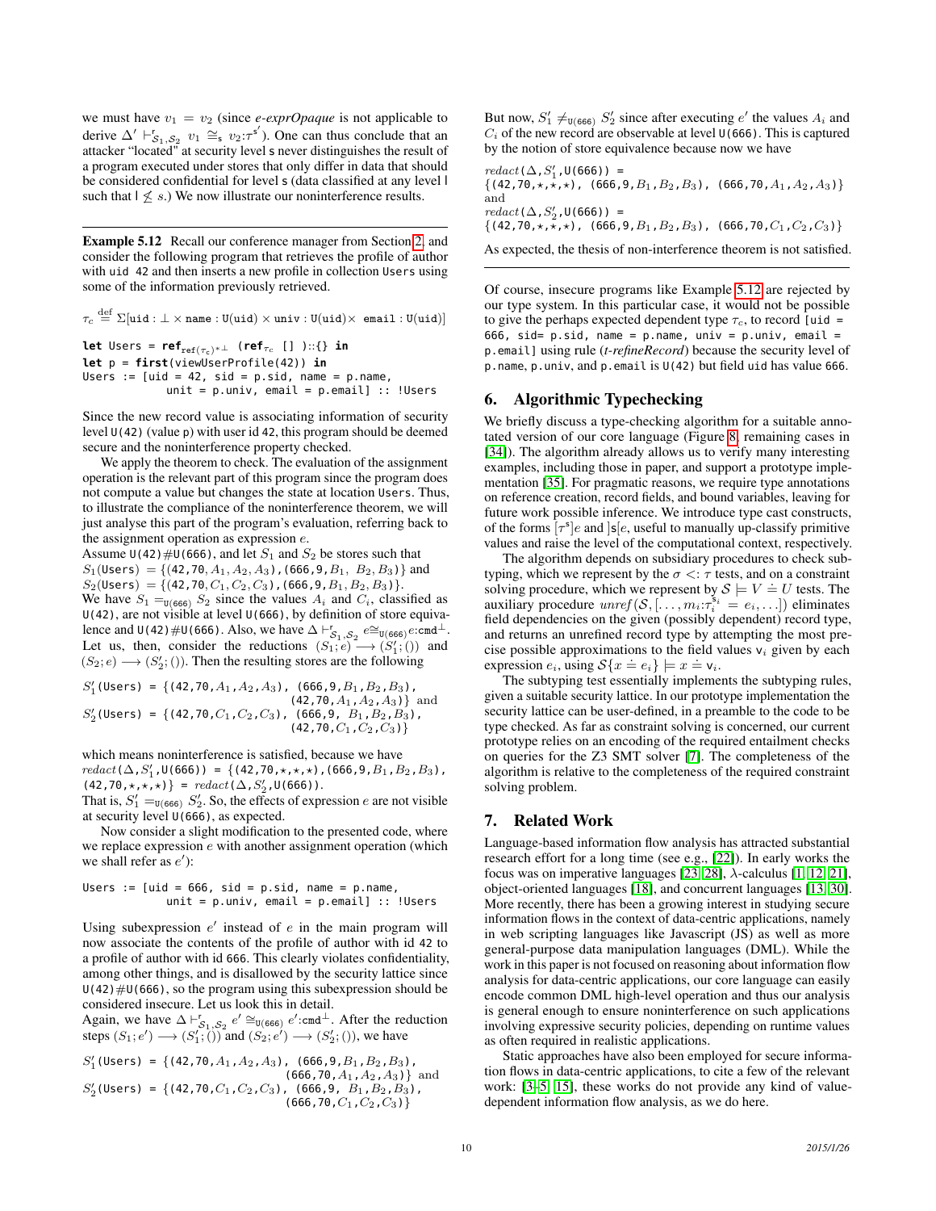we must have $v_1 = v_2$ (since *e-exprOpaque* is not applicable to derive $\Delta' \vdash^{\mathsf{r}}_{\mathcal{S}_1,\mathcal{S}_2} v_1 \cong_{\mathsf{s}} v_2{:}\tau^{\mathsf{s}'}$). One can thus conclude that an attacker "located" at security level s never distinguishes the result of a program executed under stores that only differ in data that should be considered confidential for level s (data classified at any level l such that $\mathsf{l} \not\leq s$.) We now illustrate our noninterference results.

---

**Example 5.12** Recall our conference manager from Section 2, and consider the following program that retrieves the profile of author with `uid 42` and then inserts a new profile in collection `Users` using some of the information previously retrieved.

$$\tau_c \stackrel{\text{def}}{=} \Sigma[\texttt{uid} : \bot \times \texttt{name} : \texttt{U(uid)} \times \texttt{univ} : \texttt{U(uid)} \times \ \texttt{email} : \texttt{U(uid)}]$$

```
let Users = ref_{ref(τc)*⊥} (ref_{τc} [] )::{} in
let p = first(viewUserProfile(42)) in
Users := [uid = 42, sid = p.sid, name = p.name,
          unit = p.univ, email = p.email] :: !Users
```

Since the new record value is associating information of security level `U(42)` (value `p`) with user id `42`, this program should be deemed secure and the noninterference property checked.

We apply the theorem to check. The evaluation of the assignment operation is the relevant part of this program since the program does not compute a value but changes the state at location `Users`. Thus, to illustrate the compliance of the noninterference theorem, we will just analyse this part of the program's evaluation, referring back to the assignment operation as expression $e$.

Assume `U(42)#U(666)`, and let $S_1$ and $S_2$ be stores such that $S_1$(`Users`) $= \{$`(42,70,`$A_1,A_2,A_3$`)`, `(666,9,`$B_1,\ B_2,B_3$`)`$\}$ and $S_2$(`Users`) $= \{$`(42,70,`$C_1,C_2,C_3$`)`, `(666,9,`$B_1,B_2,B_3$`)`$\}$.

We have $S_1 =_{\texttt{U(666)}} S_2$ since the values $A_i$ and $C_i$, classified as `U(42)`, are not visible at level `U(666)`, by definition of store equivalence and `U(42)#U(666)`. Also, we have $\Delta \vdash^{\mathsf{r}}_{\mathcal{S}_1,\mathcal{S}_2} e {\cong}_{\texttt{U(666)}} e{:}\texttt{cmd}^{\bot}$. Let us, then, consider the reductions $(S_1; e) \longrightarrow (S_1'; ())$ and $(S_2; e) \longrightarrow (S_2'; ())$. Then the resulting stores are the following

$S_1'$(`Users`) $= \{$`(42,70,`$A_1,A_2,A_3$`)`, `(666,9,`$B_1,B_2,B_3$`)`, `(42,70,`$A_1,A_2,A_3$`)`$\}$ and
$S_2'$(`Users`) $= \{$`(42,70,`$C_1,C_2,C_3$`)`, `(666,9,` $B_1,B_2,B_3$`)`, `(42,70,`$C_1,C_2,C_3$`)`$\}$

which means noninterference is satisfied, because we have $redact(\Delta, S_1',$`U(666)`$) = \{$`(42,70,`$\star,\star,\star$`)`, `(666,9,`$B_1,B_2,B_3$`)`, `(42,70,`$\star,\star,\star$`)`$\} = redact(\Delta, S_2',$`U(666)`$)$.

That is, $S_1' =_{\texttt{U(666)}} S_2'$. So, the effects of expression $e$ are not visible at security level `U(666)`, as expected.

Now consider a slight modification to the presented code, where we replace expression $e$ with another assignment operation (which we shall refer as $e'$):

```
Users := [uid = 666, sid = p.sid, name = p.name,
          unit = p.univ, email = p.email] :: !Users
```

Using subexpression $e'$ instead of $e$ in the main program will now associate the contents of the profile of author with id `42` to a profile of author with id `666`. This clearly violates confidentiality, among other things, and is disallowed by the security lattice since `U(42)#U(666)`, so the program using this subexpression should be considered insecure. Let us look this in detail.

Again, we have $\Delta \vdash^{\mathsf{r}}_{\mathcal{S}_1,\mathcal{S}_2} e' \cong_{\texttt{U(666)}} e'{:}\texttt{cmd}^{\bot}$. After the reduction steps $(S_1; e') \longrightarrow (S_1'; ())$ and $(S_2; e') \longrightarrow (S_2'; ())$, we have

$S_1'$(`Users`) $= \{$`(42,70,`$A_1,A_2,A_3$`)`, `(666,9,`$B_1,B_2,B_3$`)`, `(666,70,`$A_1,A_2,A_3$`)`$\}$ and
$S_2'$(`Users`) $= \{$`(42,70,`$C_1,C_2,C_3$`)`, `(666,9,` $B_1,B_2,B_3$`)`, `(666,70,`$C_1,C_2,C_3$`)`$\}$

But now, $S_1' \neq_{\texttt{U(666)}} S_2'$ since after executing $e'$ the values $A_i$ and $C_i$ of the new record are observable at level `U(666)`. This is captured by the notion of store equivalence because now we have

$redact(\Delta, S_1',$`U(666)`$) =$
$\{$`(42,70,`$\star,\star,\star$`)`, `(666,9,`$B_1,B_2,B_3$`)`, `(666,70,`$A_1,A_2,A_3$`)`$\}$
and
$redact(\Delta, S_2',$`U(666)`$) =$
$\{$`(42,70,`$\star,\star,\star$`)`, `(666,9,`$B_1,B_2,B_3$`)`, `(666,70,`$C_1,C_2,C_3$`)`$\}$

As expected, the thesis of non-interference theorem is not satisfied.

---

Of course, insecure programs like Example 5.12 are rejected by our type system. In this particular case, it would not be possible to give the perhaps expected dependent type $\tau_c$, to record `[uid = 666, sid= p.sid, name = p.name, univ = p.univ, email = p.email]` using rule (*t-refineRecord*) because the security level of `p.name`, `p.univ`, and `p.email` is `U(42)` but field `uid` has value `666`.

## 6. Algorithmic Typechecking

We briefly discuss a type-checking algorithm for a suitable annotated version of our core language (Figure 8, remaining cases in [34]). The algorithm already allows us to verify many interesting examples, including those in paper, and support a prototype implementation [35]. For pragmatic reasons, we require type annotations on reference creation, record fields, and bound variables, leaving for future work possible inference. We introduce type cast constructs, of the forms $[\tau^{\mathsf{s}}]e$ and $]\mathsf{s}[e$, useful to manually up-classify primitive values and raise the level of the computational context, respectively.

The algorithm depends on subsidiary procedures to check subtyping, which we represent by the $\sigma <: \tau$ tests, and on a constraint solving procedure, which we represent by $\mathcal{S} \models V \doteq U$ tests. The auxiliary procedure $unref(\mathcal{S}, [\ldots, m_i{:}\tau_i^{\mathsf{s}_i} = e_i, \ldots])$ eliminates field dependencies on the given (possibly dependent) record type, and returns an unrefined record type by attempting the most precise possible approximations to the field values $\mathsf{v}_i$ given by each expression $e_i$, using $\mathcal{S}\{x \doteq e_i\} \models x \doteq \mathsf{v}_i$.

The subtyping test essentially implements the subtyping rules, given a suitable security lattice. In our prototype implementation the security lattice can be user-defined, in a preamble to the code to be type checked. As far as constraint solving is concerned, our current prototype relies on an encoding of the required entailment checks on queries for the Z3 SMT solver [7]. The completeness of the algorithm is relative to the completeness of the required constraint solving problem.

## 7. Related Work

Language-based information flow analysis has attracted substantial research effort for a long time (see e.g., [22]). In early works the focus was on imperative languages [23, 28], λ-calculus [1, 12, 21], object-oriented languages [18], and concurrent languages [13, 30]. More recently, there has been a growing interest in studying secure information flows in the context of data-centric applications, namely in web scripting languages like Javascript (JS) as well as more general-purpose data manipulation languages (DML). While the work in this paper is not focused on reasoning about information flow analysis for data-centric applications, our core language can easily encode common DML high-level operation and thus our analysis is general enough to ensure noninterference on such applications involving expressive security policies, depending on runtime values as often required in realistic applications.

Static approaches have also been employed for secure information flows in data-centric applications, to cite a few of the relevant work: [3–5, 15], these works do not provide any kind of value-dependent information flow analysis, as we do here.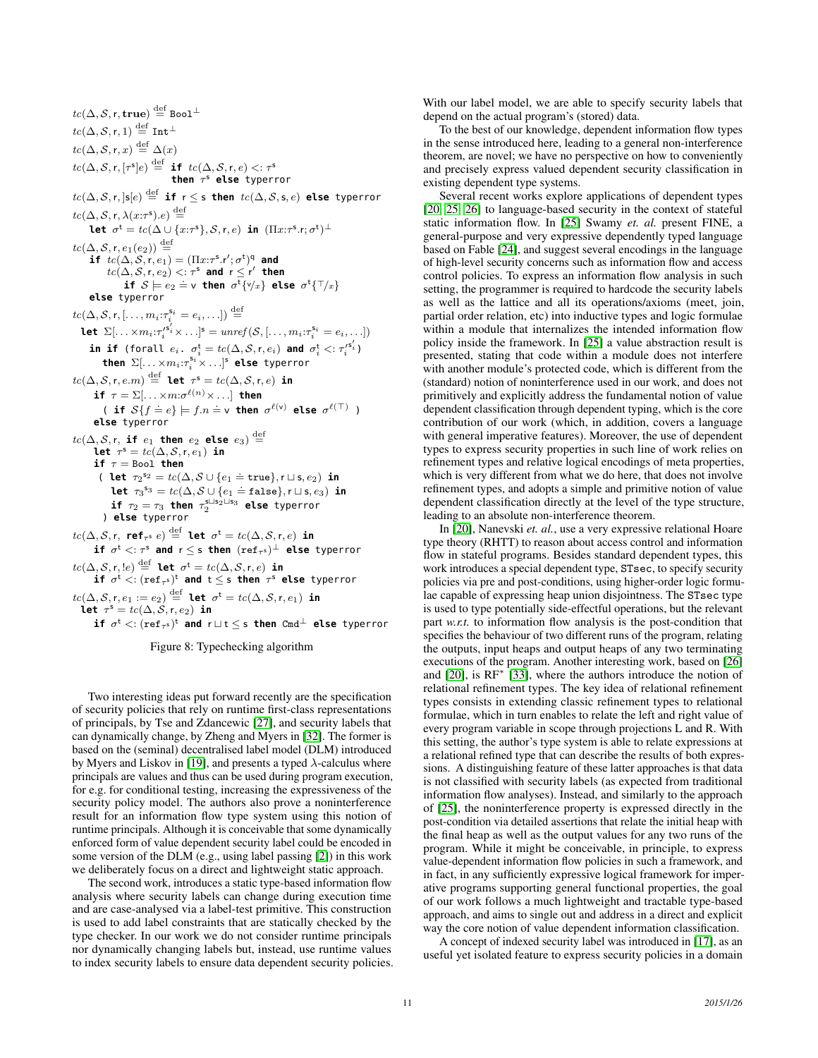$$tc(\Delta, \mathcal{S}, \mathsf{r}, \mathbf{true}) \stackrel{\text{def}}{=} \mathtt{Bool}^{\perp}$$

$$tc(\Delta, \mathcal{S}, \mathsf{r}, 1) \stackrel{\text{def}}{=} \mathtt{Int}^{\perp}$$

$$tc(\Delta, \mathcal{S}, \mathsf{r}, x) \stackrel{\text{def}}{=} \Delta(x)$$

$$tc(\Delta, \mathcal{S}, \mathsf{r}, [\tau^{\mathsf{s}}]e) \stackrel{\text{def}}{=} \textbf{if } tc(\Delta, \mathcal{S}, \mathsf{r}, e) <: \tau^{\mathsf{s}} \textbf{ then } \tau^{\mathsf{s}} \textbf{ else } \mathtt{typerror}$$

$$tc(\Delta, \mathcal{S}, \mathsf{r}, ]\mathsf{s}[e) \stackrel{\text{def}}{=} \textbf{if } \mathsf{r} \leq \mathsf{s} \textbf{ then } tc(\Delta, \mathcal{S}, \mathsf{s}, e) \textbf{ else } \mathtt{typerror}$$

$$tc(\Delta, \mathcal{S}, \mathsf{r}, \lambda(x{:}\tau^{\mathsf{s}}).e) \stackrel{\text{def}}{=} \textbf{let } \sigma^{\mathsf{t}} = tc(\Delta \cup \{x{:}\tau^{\mathsf{s}}\}, \mathcal{S}, \mathsf{r}, e) \textbf{ in } (\Pi x{:}\tau^{\mathsf{s}}.\mathsf{r}; \sigma^{\mathsf{t}})^{\perp}$$

$$\begin{aligned}
tc(\Delta, \mathcal{S}, \mathsf{r}, e_1(e_2)) \stackrel{\text{def}}{=}\ & \textbf{if } tc(\Delta, \mathcal{S}, \mathsf{r}, e_1) = (\Pi x{:}\tau^{\mathsf{s}}.\mathsf{r}'; \sigma^{\mathsf{t}})^{\mathsf{q}} \textbf{ and} \\
& \quad tc(\Delta, \mathcal{S}, \mathsf{r}, e_2) <: \tau^{\mathsf{s}} \textbf{ and } \mathsf{r} \leq \mathsf{r}' \textbf{ then} \\
& \qquad \textbf{if } \mathcal{S} \models e_2 \doteq \mathsf{v} \textbf{ then } \sigma^{\mathsf{t}}\{^{\mathsf{v}}/_{x}\} \textbf{ else } \sigma^{\mathsf{t}}\{^{\top}/_{x}\} \\
& \textbf{else } \mathtt{typerror}
\end{aligned}$$

$$\begin{aligned}
tc(\Delta, \mathcal{S}, \mathsf{r}, [\ldots, m_i{:}\tau_i^{\mathsf{s}_i} = e_i, \ldots]) \stackrel{\text{def}}{=}\ & \\
\textbf{let } \Sigma[\ldots \times m_i{:}\tau_i'^{\mathsf{s}_i'} \times \ldots]^{\mathsf{s}} =\ & unref(\mathcal{S}, [\ldots, m_i{:}\tau_i^{\mathsf{s}_i} = e_i, \ldots]) \\
\textbf{in if } (\texttt{forall } e_i.\ & \sigma_i^{\mathsf{t}} = tc(\Delta, \mathcal{S}, \mathsf{r}, e_i) \textbf{ and } \sigma_i^{\mathsf{t}} <: \tau_i'^{\mathsf{s}_i'}) \\
& \textbf{then } \Sigma[\ldots \times m_i{:}\tau_i^{\mathsf{s}_i} \times \ldots]^{\mathsf{s}} \textbf{ else } \mathtt{typerror}
\end{aligned}$$

$$\begin{aligned}
tc(\Delta, \mathcal{S}, \mathsf{r}, e.m) \stackrel{\text{def}}{=}\ & \textbf{let } \tau^{\mathsf{s}} = tc(\Delta, \mathcal{S}, \mathsf{r}, e) \textbf{ in} \\
& \textbf{if } \tau = \Sigma[\ldots \times m{:}\sigma^{\ell(n)} \times \ldots] \textbf{ then} \\
& \quad (\textbf{ if } \mathcal{S}\{f \doteq e\} \models f.n \doteq \mathsf{v} \textbf{ then } \sigma^{\ell(\mathsf{v})} \textbf{ else } \sigma^{\ell(\top)}\ ) \\
& \textbf{else } \mathtt{typerror}
\end{aligned}$$

$$\begin{aligned}
tc(\Delta, \mathcal{S}, \mathsf{r}, \textbf{ if } e_1 \textbf{ then } e_2 \textbf{ else } e_3) \stackrel{\text{def}}{=}\ & \\
& \textbf{let } \tau^{\mathsf{s}} = tc(\Delta, \mathcal{S}, \mathsf{r}, e_1) \textbf{ in} \\
& \textbf{if } \tau = \mathtt{Bool} \textbf{ then} \\
& \quad (\textbf{ let } \tau_2{}^{\mathsf{s}_2} = tc(\Delta, \mathcal{S} \cup \{e_1 \doteq \mathtt{true}\}, \mathsf{r} \sqcup \mathsf{s}, e_2) \textbf{ in} \\
& \qquad \textbf{let } \tau_3{}^{\mathsf{s}_3} = tc(\Delta, \mathcal{S} \cup \{e_1 \doteq \mathtt{false}\}, \mathsf{r} \sqcup \mathsf{s}, e_3) \textbf{ in} \\
& \qquad \textbf{if } \tau_2 = \tau_3 \textbf{ then } \tau_2^{\mathsf{s} \sqcup \mathsf{s}_2 \sqcup \mathsf{s}_3} \textbf{ else } \mathtt{typerror} \\
& \quad ) \textbf{ else } \mathtt{typerror}
\end{aligned}$$

$$\begin{aligned}
tc(\Delta, \mathcal{S}, \mathsf{r}, \textbf{ ref}_{\tau^{\mathsf{s}}}\ e) \stackrel{\text{def}}{=}\ & \textbf{let } \sigma^{\mathsf{t}} = tc(\Delta, \mathcal{S}, \mathsf{r}, e) \textbf{ in} \\
& \textbf{if } \sigma^{\mathsf{t}} <: \tau^{\mathsf{s}} \textbf{ and } \mathsf{r} \leq \mathsf{s} \textbf{ then } (\mathtt{ref}_{\tau^{\mathsf{s}}})^{\perp} \textbf{ else } \mathtt{typerror}
\end{aligned}$$

$$\begin{aligned}
tc(\Delta, \mathcal{S}, \mathsf{r}, !e) \stackrel{\text{def}}{=}\ & \textbf{let } \sigma^{\mathsf{t}} = tc(\Delta, \mathcal{S}, \mathsf{r}, e) \textbf{ in} \\
& \textbf{if } \sigma^{\mathsf{t}} <: (\mathtt{ref}_{\tau^{\mathsf{s}}})^{\mathsf{t}} \textbf{ and } \mathsf{t} \leq \mathsf{s} \textbf{ then } \tau^{\mathsf{s}} \textbf{ else } \mathtt{typerror}
\end{aligned}$$

$$\begin{aligned}
tc(\Delta, \mathcal{S}, \mathsf{r}, e_1 := e_2) \stackrel{\text{def}}{=}\ & \textbf{let } \sigma^{\mathsf{t}} = tc(\Delta, \mathcal{S}, \mathsf{r}, e_1) \textbf{ in} \\
\textbf{let } \tau^{\mathsf{s}} =\ & tc(\Delta, \mathcal{S}, \mathsf{r}, e_2) \textbf{ in} \\
& \textbf{if } \sigma^{\mathsf{t}} <: (\mathtt{ref}_{\tau^{\mathsf{s}}})^{\mathsf{t}} \textbf{ and } \mathsf{r} \sqcup \mathsf{t} \leq \mathsf{s} \textbf{ then } \mathtt{Cmd}^{\perp} \textbf{ else } \mathtt{typerror}
\end{aligned}$$

Figure 8: Typechecking algorithm

Two interesting ideas put forward recently are the specification of security policies that rely on runtime first-class representations of principals, by Tse and Zdancewic [27], and security labels that can dynamically change, by Zheng and Myers in [32]. The former is based on the (seminal) decentralised label model (DLM) introduced by Myers and Liskov in [19], and presents a typed $\lambda$-calculus where principals are values and thus can be used during program execution, for e.g. for conditional testing, increasing the expressiveness of the security policy model. The authors also prove a noninterference result for an information flow type system using this notion of runtime principals. Although it is conceivable that some dynamically enforced form of value dependent security label could be encoded in some version of the DLM (e.g., using label passing [2]) in this work we deliberately focus on a direct and lightweight static approach.

The second work, introduces a static type-based information flow analysis where security labels can change during execution time and are case-analysed via a label-test primitive. This construction is used to add label constraints that are statically checked by the type checker. In our work we do not consider runtime principals nor dynamically changing labels but, instead, use runtime values to index security labels to ensure data dependent security policies. With our label model, we are able to specify security labels that depend on the actual program's (stored) data.

To the best of our knowledge, dependent information flow types in the sense introduced here, leading to a general non-interference theorem, are novel; we have no perspective on how to conveniently and precisely express valued dependent security classification in existing dependent type systems.

Several recent works explore applications of dependent types [20, 25, 26] to language-based security in the context of stateful static information flow. In [25] Swamy *et. al.* present FINE, a general-purpose and very expressive dependently typed language based on Fable [24], and suggest several encodings in the language of high-level security concerns such as information flow and access control policies. To express an information flow analysis in such setting, the programmer is required to hardcode the security labels as well as the lattice and all its operations/axioms (meet, join, partial order relation, etc) into inductive types and logic formulae within a module that internalizes the intended information flow policy inside the framework. In [25] a value abstraction result is presented, stating that code within a module does not interfere with another module's protected code, which is different from the (standard) notion of noninterference used in our work, and does not primitively and explicitly address the fundamental notion of value dependent classification through dependent typing, which is the core contribution of our work (which, in addition, covers a language with general imperative features). Moreover, the use of dependent types to express security properties in such line of work relies on refinement types and relative logical encodings of meta properties, which is very different from what we do here, that does not involve refinement types, and adopts a simple and primitive notion of value dependent classification directly at the level of the type structure, leading to an absolute non-interference theorem.

In [20], Nanevski *et. al.*, use a very expressive relational Hoare type theory (RHTT) to reason about access control and information flow in stateful programs. Besides standard dependent types, this work introduces a special dependent type, `STsec`, to specify security policies via pre and post-conditions, using higher-order logic formulae capable of expressing heap union disjointness. The `STsec` type is used to type potentially side-effectful operations, but the relevant part *w.r.t.* to information flow analysis is the post-condition that specifies the behaviour of two different runs of the program, relating the outputs, input heaps and output heaps of any two terminating executions of the program. Another interesting work, based on [26] and [20], is RF* [33], where the authors introduce the notion of relational refinement types. The key idea of relational refinement types consists in extending classic refinement types to relational formulae, which in turn enables to relate the left and right value of every program variable in scope through projections L and R. With this setting, the author's type system is able to relate expressions at a relational refined type that can describe the results of both expressions. A distinguishing feature of these latter approaches is that data is not classified with security labels (as expected from traditional information flow analyses). Instead, and similarly to the approach of [25], the noninterference property is expressed directly in the post-condition via detailed assertions that relate the initial heap with the final heap as well as the output values for any two runs of the program. While it might be conceivable, in principle, to express value-dependent information flow policies in such a framework, and in fact, in any sufficiently expressive logical framework for imperative programs supporting general functional properties, the goal of our work follows a much lightweight and tractable type-based approach, and aims to single out and address in a direct and explicit way the core notion of value dependent information classification.

A concept of indexed security label was introduced in [17], as an useful yet isolated feature to express security policies in a domain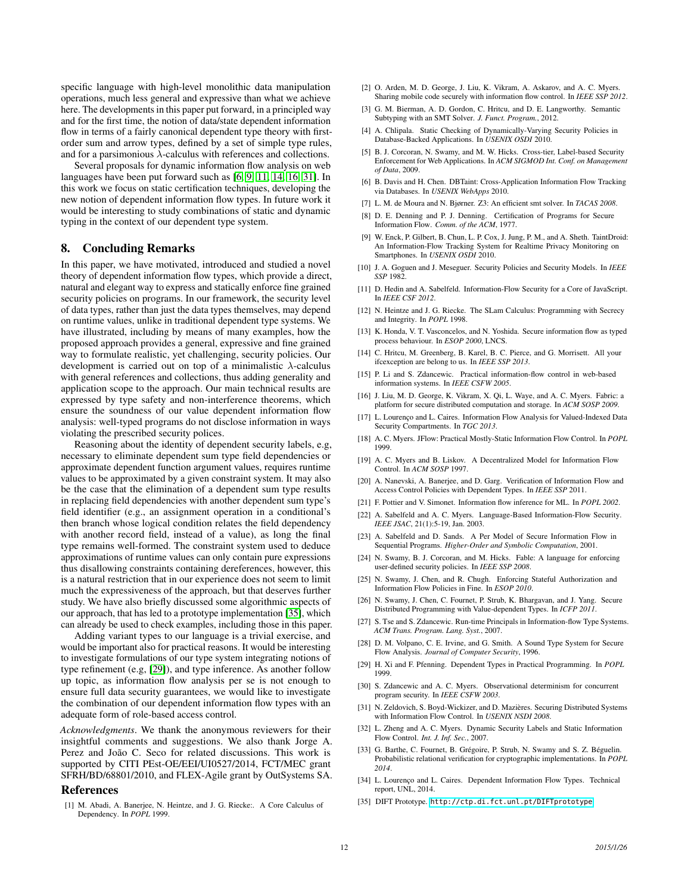specific language with high-level monolithic data manipulation operations, much less general and expressive than what we achieve here. The developments in this paper put forward, in a principled way and for the first time, the notion of data/state dependent information flow in terms of a fairly canonical dependent type theory with first-order sum and arrow types, defined by a set of simple type rules, and for a parsimonious $\lambda$-calculus with references and collections.

Several proposals for dynamic information flow analysis on web languages have been put forward such as [6, 9, 11, 14, 16, 31]. In this work we focus on static certification techniques, developing the new notion of dependent information flow types. In future work it would be interesting to study combinations of static and dynamic typing in the context of our dependent type system.

## 8. Concluding Remarks

In this paper, we have motivated, introduced and studied a novel theory of dependent information flow types, which provide a direct, natural and elegant way to express and statically enforce fine grained security policies on programs. In our framework, the security level of data types, rather than just the data types themselves, may depend on runtime values, unlike in traditional dependent type systems. We have illustrated, including by means of many examples, how the proposed approach provides a general, expressive and fine grained way to formulate realistic, yet challenging, security policies. Our development is carried out on top of a minimalistic $\lambda$-calculus with general references and collections, thus adding generality and application scope to the approach. Our main technical results are expressed by type safety and non-interference theorems, which ensure the soundness of our value dependent information flow analysis: well-typed programs do not disclose information in ways violating the prescribed security polices.

Reasoning about the identity of dependent security labels, e.g, necessary to eliminate dependent sum type field dependencies or approximate dependent function argument values, requires runtime values to be approximated by a given constraint system. It may also be the case that the elimination of a dependent sum type results in replacing field dependencies with another dependent sum type's field identifier (e.g., an assignment operation in a conditional's then branch whose logical condition relates the field dependency with another record field, instead of a value), as long the final type remains well-formed. The constraint system used to deduce approximations of runtime values can only contain pure expressions thus disallowing constraints containing dereferences, however, this is a natural restriction that in our experience does not seem to limit much the expressiveness of the approach, but that deserves further study. We have also briefly discussed some algorithmic aspects of our approach, that has led to a prototype implementation [35], which can already be used to check examples, including those in this paper.

Adding variant types to our language is a trivial exercise, and would be important also for practical reasons. It would be interesting to investigate formulations of our type system integrating notions of type refinement (e.g, [29]), and type inference. As another follow up topic, as information flow analysis per se is not enough to ensure full data security guarantees, we would like to investigate the combination of our dependent information flow types with an adequate form of role-based access control.

*Acknowledgments*. We thank the anonymous reviewers for their insightful comments and suggestions. We also thank Jorge A. Perez and João C. Seco for related discussions. This work is supported by CITI PEst-OE/EEI/UI0527/2014, FCT/MEC grant SFRH/BD/68801/2010, and FLEX-Agile grant by OutSystems SA.

## References

[1] M. Abadi, A. Banerjee, N. Heintze, and J. G. Riecke:. A Core Calculus of Dependency. In *POPL* 1999.

[2] O. Arden, M. D. George, J. Liu, K. Vikram, A. Askarov, and A. C. Myers. Sharing mobile code securely with information flow control. In *IEEE SSP 2012*.

[3] G. M. Bierman, A. D. Gordon, C. Hritcu, and D. E. Langworthy. Semantic Subtyping with an SMT Solver. *J. Funct. Program.*, 2012.

[4] A. Chlipala. Static Checking of Dynamically-Varying Security Policies in Database-Backed Applications. In *USENIX OSDI* 2010.

[5] B. J. Corcoran, N. Swamy, and M. W. Hicks. Cross-tier, Label-based Security Enforcement for Web Applications. In *ACM SIGMOD Int. Conf. on Management of Data*, 2009.

[6] B. Davis and H. Chen. DBTaint: Cross-Application Information Flow Tracking via Databases. In *USENIX WebApps* 2010.

[7] L. M. de Moura and N. Bjørner. Z3: An efficient smt solver. In *TACAS 2008*.

[8] D. E. Denning and P. J. Denning. Certification of Programs for Secure Information Flow. *Comm. of the ACM*, 1977.

[9] W. Enck, P. Gilbert, B. Chun, L. P. Cox, J. Jung, P. M., and A. Sheth. TaintDroid: An Information-Flow Tracking System for Realtime Privacy Monitoring on Smartphones. In *USENIX OSDI* 2010.

[10] J. A. Goguen and J. Meseguer. Security Policies and Security Models. In *IEEE SSP* 1982.

[11] D. Hedin and A. Sabelfeld. Information-Flow Security for a Core of JavaScript. In *IEEE CSF 2012*.

[12] N. Heintze and J. G. Riecke. The SLam Calculus: Programming with Secrecy and Integrity. In *POPL* 1998.

[13] K. Honda, V. T. Vasconcelos, and N. Yoshida. Secure information flow as typed process behaviour. In *ESOP 2000*, LNCS.

[14] C. Hritcu, M. Greenberg, B. Karel, B. C. Pierce, and G. Morrisett. All your ifcexception are belong to us. In *IEEE SSP 2013*.

[15] P. Li and S. Zdancewic. Practical information-flow control in web-based information systems. In *IEEE CSFW 2005*.

[16] J. Liu, M. D. George, K. Vikram, X. Qi, L. Waye, and A. C. Myers. Fabric: a platform for secure distributed computation and storage. In *ACM SOSP 2009*.

[17] L. Lourenço and L. Caires. Information Flow Analysis for Valued-Indexed Data Security Compartments. In *TGC 2013*.

[18] A. C. Myers. JFlow: Practical Mostly-Static Information Flow Control. In *POPL* 1999.

[19] A. C. Myers and B. Liskov. A Decentralized Model for Information Flow Control. In *ACM SOSP* 1997.

[20] A. Nanevski, A. Banerjee, and D. Garg. Verification of Information Flow and Access Control Policies with Dependent Types. In *IEEE SSP* 2011.

[21] F. Pottier and V. Simonet. Information flow inference for ML. In *POPL 2002*.

[22] A. Sabelfeld and A. C. Myers. Language-Based Information-Flow Security. *IEEE JSAC*, 21(1):5-19, Jan. 2003.

[23] A. Sabelfeld and D. Sands. A Per Model of Secure Information Flow in Sequential Programs. *Higher-Order and Symbolic Computation*, 2001.

[24] N. Swamy, B. J. Corcoran, and M. Hicks. Fable: A language for enforcing user-defined security policies. In *IEEE SSP 2008*.

[25] N. Swamy, J. Chen, and R. Chugh. Enforcing Stateful Authorization and Information Flow Policies in Fine. In *ESOP 2010*.

[26] N. Swamy, J. Chen, C. Fournet, P. Strub, K. Bhargavan, and J. Yang. Secure Distributed Programming with Value-dependent Types. In *ICFP 2011*.

[27] S. Tse and S. Zdancewic. Run-time Principals in Information-flow Type Systems. *ACM Trans. Program. Lang. Syst.*, 2007.

[28] D. M. Volpano, C. E. Irvine, and G. Smith. A Sound Type System for Secure Flow Analysis. *Journal of Computer Security*, 1996.

[29] H. Xi and F. Pfenning. Dependent Types in Practical Programming. In *POPL* 1999.

[30] S. Zdancewic and A. C. Myers. Observational determinism for concurrent program security. In *IEEE CSFW 2003*.

[31] N. Zeldovich, S. Boyd-Wickizer, and D. Mazières. Securing Distributed Systems with Information Flow Control. In *USENIX NSDI 2008*.

[32] L. Zheng and A. C. Myers. Dynamic Security Labels and Static Information Flow Control. *Int. J. Inf. Sec.*, 2007.

[33] G. Barthe, C. Fournet, B. Grégoire, P. Strub, N. Swamy and S. Z. Béguelin. Probabilistic relational verification for cryptographic implementations. In *POPL 2014*.

[34] L. Lourenço and L. Caires. Dependent Information Flow Types. Technical report, UNL, 2014.

[35] DIFT Prototype. http://ctp.di.fct.unl.pt/DIFTprototype